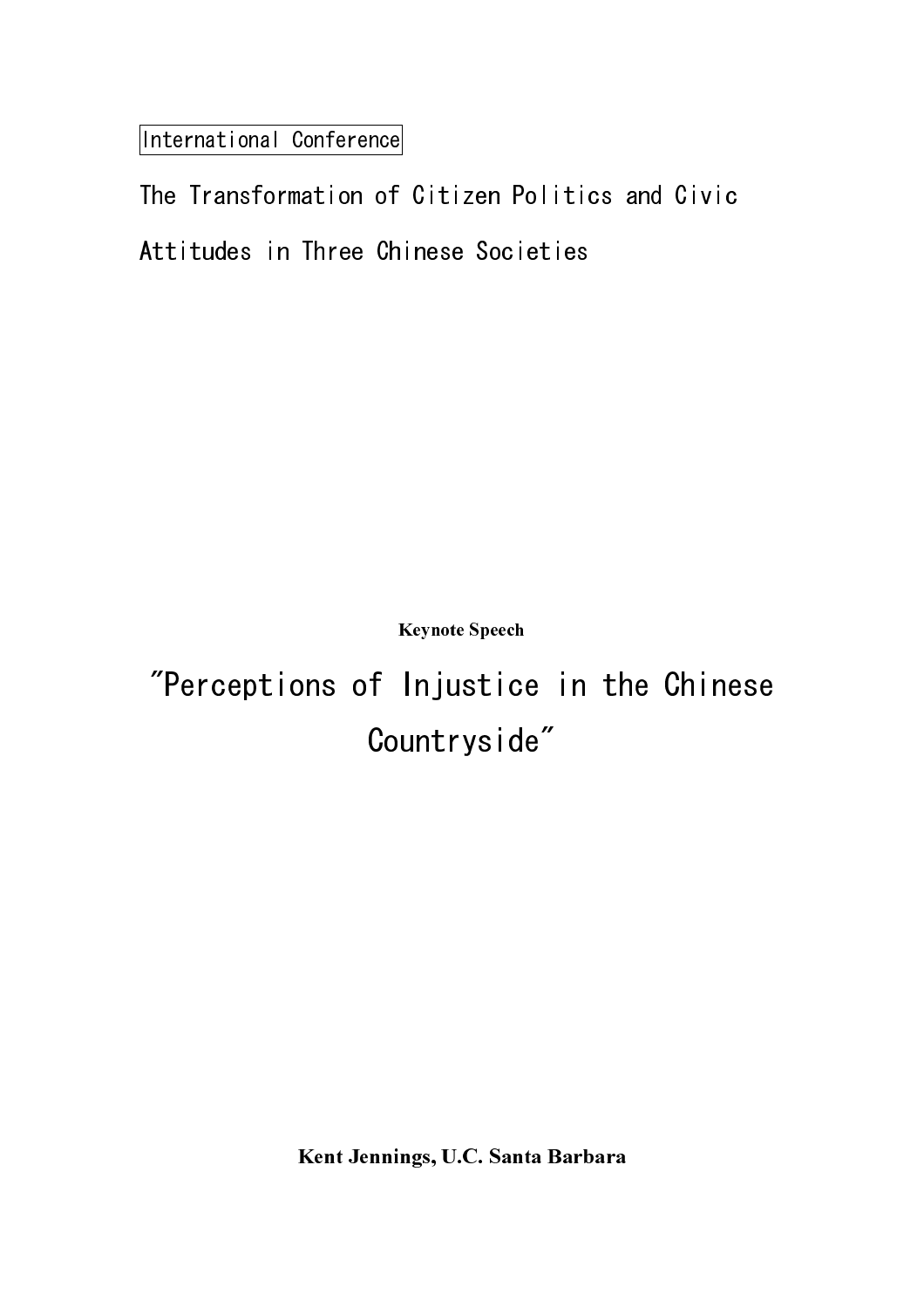International Conference

# The Transformation of Citizen Politics and Civic Attitudes in Three Chinese Societies

**Keynote Speech**

## "Perceptions of Injustice in the Chinese Countryside"

**Kent Jennings, U.C. Santa Barbara**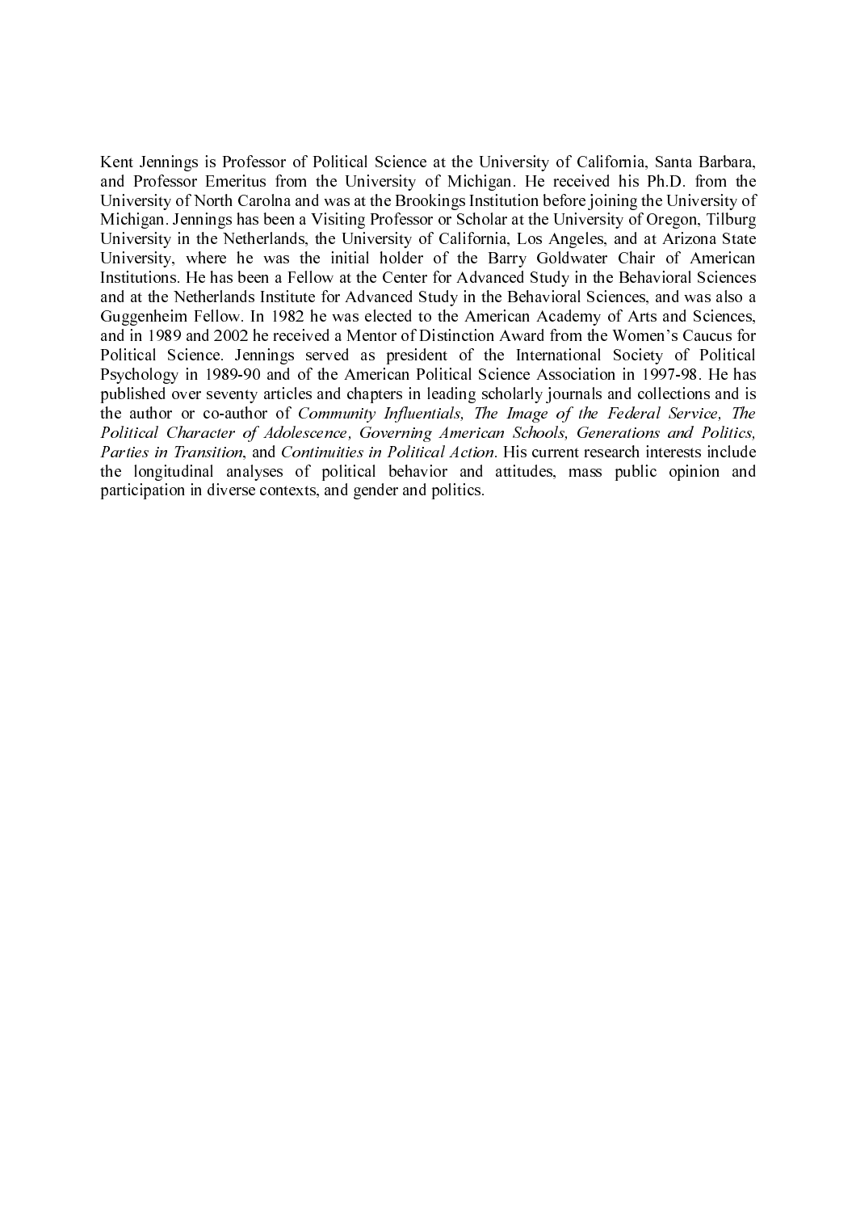Kent Jennings is Professor of Political Science at the University of California, Santa Barbara, and Professor Emeritus from the University of Michigan. He received his Ph.D. from the University of North Carolna and was at the Brookings Institution before joining the University of Michigan. Jennings has been a Visiting Professor or Scholar at the University of Oregon, Tilburg University in the Netherlands, the University of California, Los Angeles, and at Arizona State University, where he was the initial holder of the Barry Goldwater Chair of American Institutions. He has been a Fellow at the Center for Advanced Study in the Behavioral Sciences and at the Netherlands Institute for Advanced Study in the Behavioral Sciences, and was also a Guggenheim Fellow. In 1982 he was elected to the American Academy of Arts and Sciences, and in 1989 and 2002 he received a Mentor of Distinction Award from the Women's Caucus for Political Science. Jennings served as president of the International Society of Political Psychology in 1989-90 and of the American Political Science Association in 1997-98. He has published over seventy articles and chapters in leading scholarly journals and collections and is the author or co-author of *Community Influentials, The Image of the Federal Service, The Political Character of Adolescence, Governing American Schools, Generations and Politics, Parties in Transition*, and *Continuities in Political Action*. His current research interests include the longitudinal analyses of political behavior and attitudes, mass public opinion and participation in diverse contexts, and gender and politics.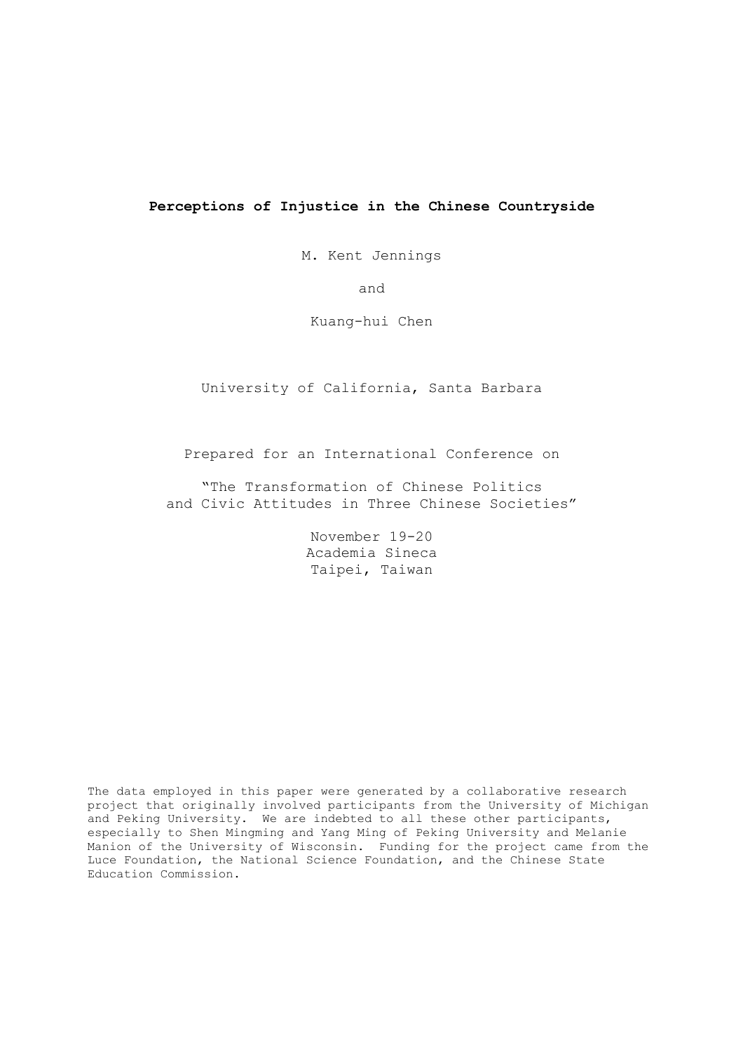# Perceptions of Injustice in the Chinese Countryside

M. Kent Jennings

and

Kuang-hui Chen

University of California, Santa Barbara

Prepared for an International Conference on

"The Transformation of Chinese Politics and Civic Attitudes in Three Chinese Societies"

November 19-20
Academia Sineca
Taipei, Taiwan

The data employed in this paper were generated by a collaborative research project that originally involved participants from the University of Michigan and Peking University. We are indebted to all these other participants, especially to Shen Mingming and Yang Ming of Peking University and Melanie Manion of the University of Wisconsin. Funding for the project came from the Luce Foundation, the National Science Foundation, and the Chinese State Education Commission.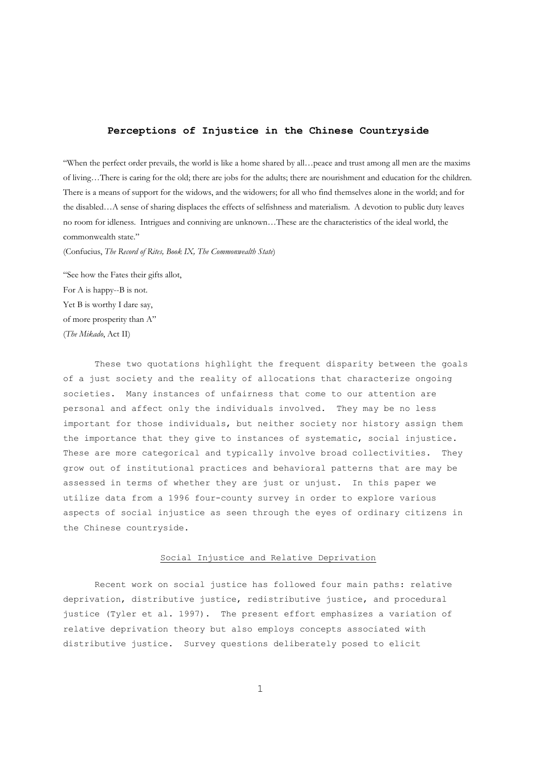# Perceptions of Injustice in the Chinese Countryside

"When the perfect order prevails, the world is like a home shared by all…peace and trust among all men are the maxims of living…There is caring for the old; there are jobs for the adults; there are nourishment and education for the children. There is a means of support for the widows, and the widowers; for all who find themselves alone in the world; and for the disabled…A sense of sharing displaces the effects of selfishness and materialism. A devotion to public duty leaves no room for idleness. Intrigues and conniving are unknown…These are the characteristics of the ideal world, the commonwealth state."

(Confucius, *The Record of Rites, Book IX, The Commonwealth State*)

"See how the Fates their gifts allot,
For A is happy--B is not.
Yet B is worthy I dare say,
of more prosperity than A"

(*The Mikado*, Act II)

These two quotations highlight the frequent disparity between the goals of a just society and the reality of allocations that characterize ongoing societies. Many instances of unfairness that come to our attention are personal and affect only the individuals involved. They may be no less important for those individuals, but neither society nor history assign them the importance that they give to instances of systematic, social injustice. These are more categorical and typically involve broad collectivities. They grow out of institutional practices and behavioral patterns that are may be assessed in terms of whether they are just or unjust. In this paper we utilize data from a 1996 four-county survey in order to explore various aspects of social injustice as seen through the eyes of ordinary citizens in the Chinese countryside.

## Social Injustice and Relative Deprivation

Recent work on social justice has followed four main paths: relative deprivation, distributive justice, redistributive justice, and procedural justice (Tyler et al. 1997). The present effort emphasizes a variation of relative deprivation theory but also employs concepts associated with distributive justice. Survey questions deliberately posed to elicit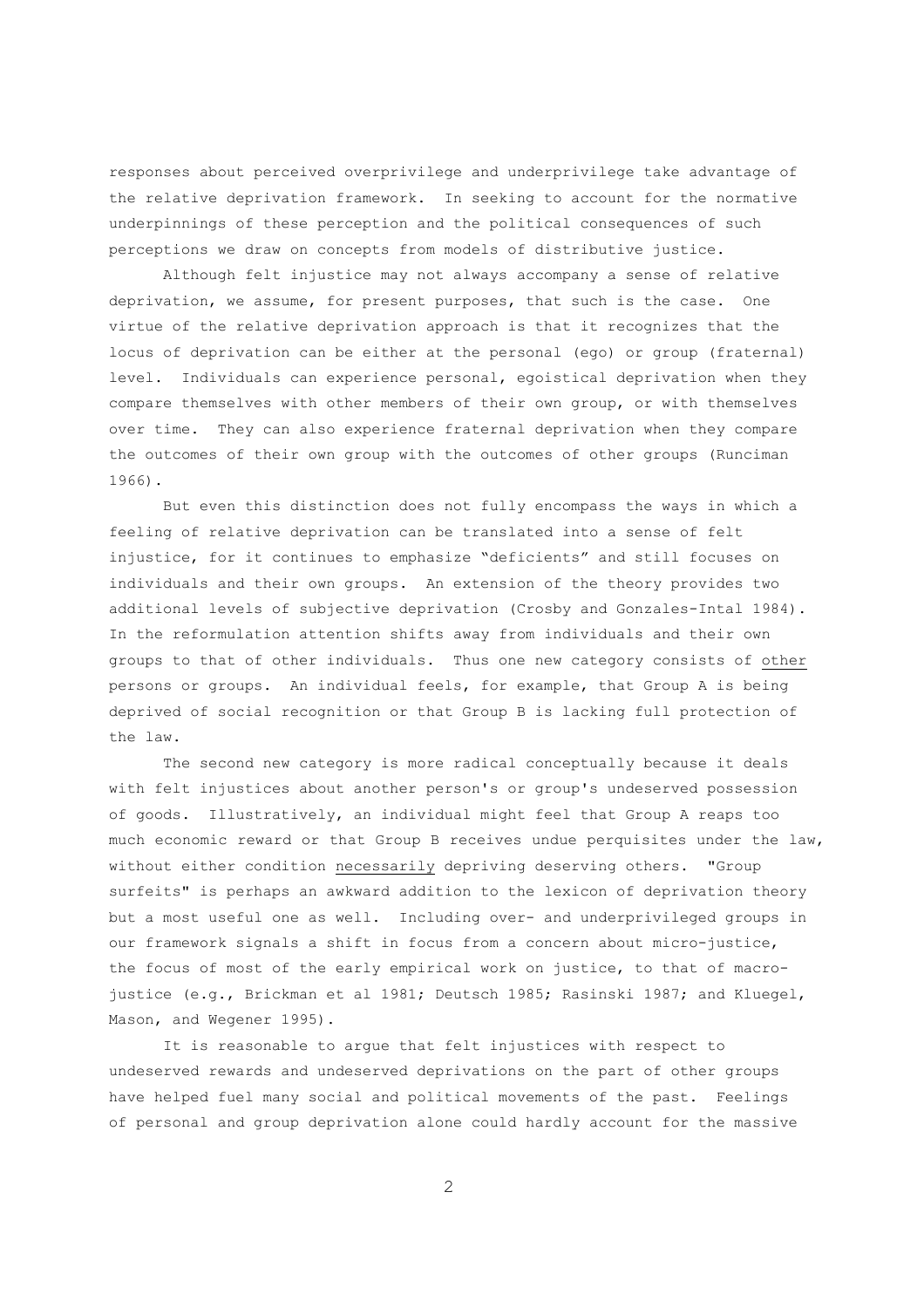responses about perceived overprivilege and underprivilege take advantage of the relative deprivation framework. In seeking to account for the normative underpinnings of these perception and the political consequences of such perceptions we draw on concepts from models of distributive justice.

Although felt injustice may not always accompany a sense of relative deprivation, we assume, for present purposes, that such is the case. One virtue of the relative deprivation approach is that it recognizes that the locus of deprivation can be either at the personal (ego) or group (fraternal) level. Individuals can experience personal, egoistical deprivation when they compare themselves with other members of their own group, or with themselves over time. They can also experience fraternal deprivation when they compare the outcomes of their own group with the outcomes of other groups (Runciman 1966).

But even this distinction does not fully encompass the ways in which a feeling of relative deprivation can be translated into a sense of felt injustice, for it continues to emphasize "deficients" and still focuses on individuals and their own groups. An extension of the theory provides two additional levels of subjective deprivation (Crosby and Gonzales-Intal 1984). In the reformulation attention shifts away from individuals and their own groups to that of other individuals. Thus one new category consists of <u>other</u> persons or groups. An individual feels, for example, that Group A is being deprived of social recognition or that Group B is lacking full protection of the law.

The second new category is more radical conceptually because it deals with felt injustices about another person's or group's undeserved possession of goods. Illustratively, an individual might feel that Group A reaps too much economic reward or that Group B receives undue perquisites under the law, without either condition <u>necessarily</u> depriving deserving others. "Group surfeits" is perhaps an awkward addition to the lexicon of deprivation theory but a most useful one as well. Including over- and underprivileged groups in our framework signals a shift in focus from a concern about micro-justice, the focus of most of the early empirical work on justice, to that of macro-justice (e.g., Brickman et al 1981; Deutsch 1985; Rasinski 1987; and Kluegel, Mason, and Wegener 1995).

It is reasonable to argue that felt injustices with respect to undeserved rewards and undeserved deprivations on the part of other groups have helped fuel many social and political movements of the past. Feelings of personal and group deprivation alone could hardly account for the massive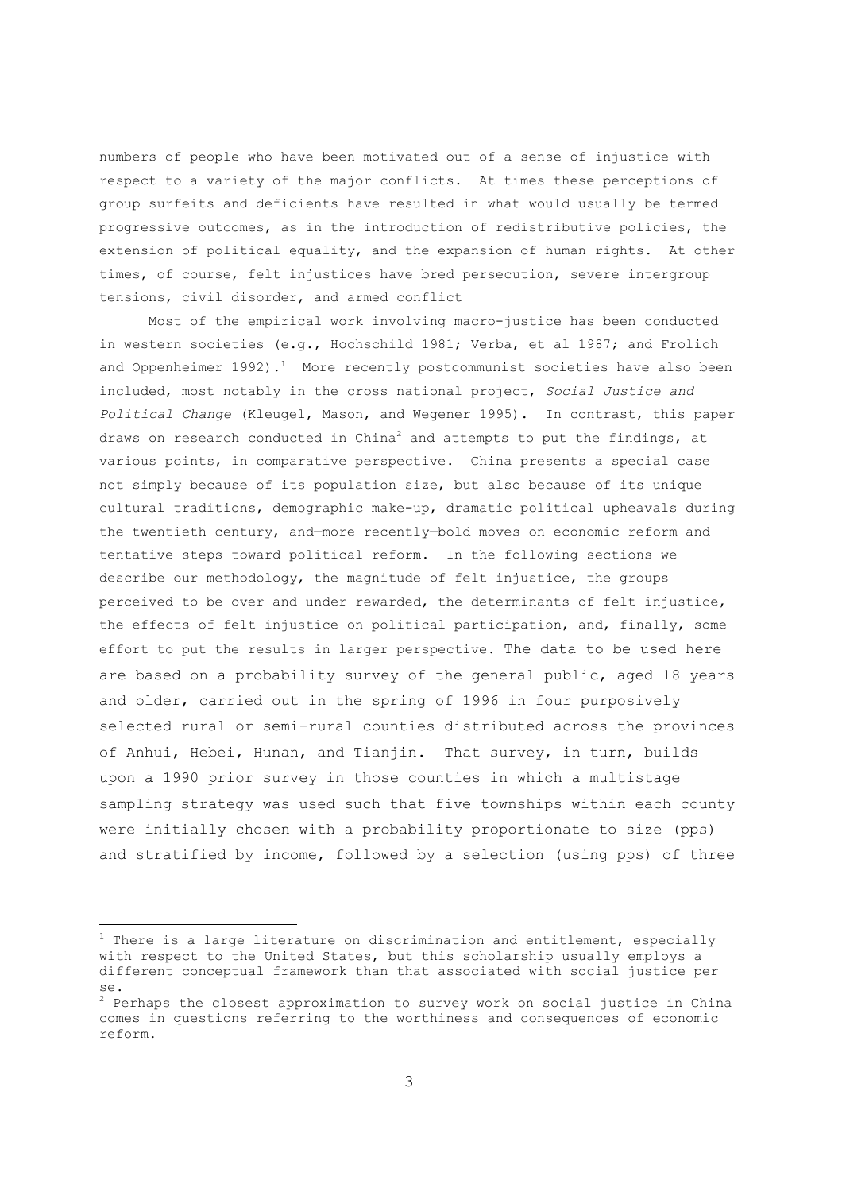numbers of people who have been motivated out of a sense of injustice with respect to a variety of the major conflicts. At times these perceptions of group surfeits and deficients have resulted in what would usually be termed progressive outcomes, as in the introduction of redistributive policies, the extension of political equality, and the expansion of human rights. At other times, of course, felt injustices have bred persecution, severe intergroup tensions, civil disorder, and armed conflict

Most of the empirical work involving macro-justice has been conducted in western societies (e.g., Hochschild 1981; Verba, et al 1987; and Frolich and Oppenheimer 1992).[1] More recently postcommunist societies have also been included, most notably in the cross national project, *Social Justice and Political Change* (Kleugel, Mason, and Wegener 1995). In contrast, this paper draws on research conducted in China[2] and attempts to put the findings, at various points, in comparative perspective. China presents a special case not simply because of its population size, but also because of its unique cultural traditions, demographic make-up, dramatic political upheavals during the twentieth century, and—more recently—bold moves on economic reform and tentative steps toward political reform. In the following sections we describe our methodology, the magnitude of felt injustice, the groups perceived to be over and under rewarded, the determinants of felt injustice, the effects of felt injustice on political participation, and, finally, some effort to put the results in larger perspective. The data to be used here are based on a probability survey of the general public, aged 18 years and older, carried out in the spring of 1996 in four purposively selected rural or semi-rural counties distributed across the provinces of Anhui, Hebei, Hunan, and Tianjin. That survey, in turn, builds upon a 1990 prior survey in those counties in which a multistage sampling strategy was used such that five townships within each county were initially chosen with a probability proportionate to size (pps) and stratified by income, followed by a selection (using pps) of three

---

[1] There is a large literature on discrimination and entitlement, especially with respect to the United States, but this scholarship usually employs a different conceptual framework than that associated with social justice per se.

[2] Perhaps the closest approximation to survey work on social justice in China comes in questions referring to the worthiness and consequences of economic reform.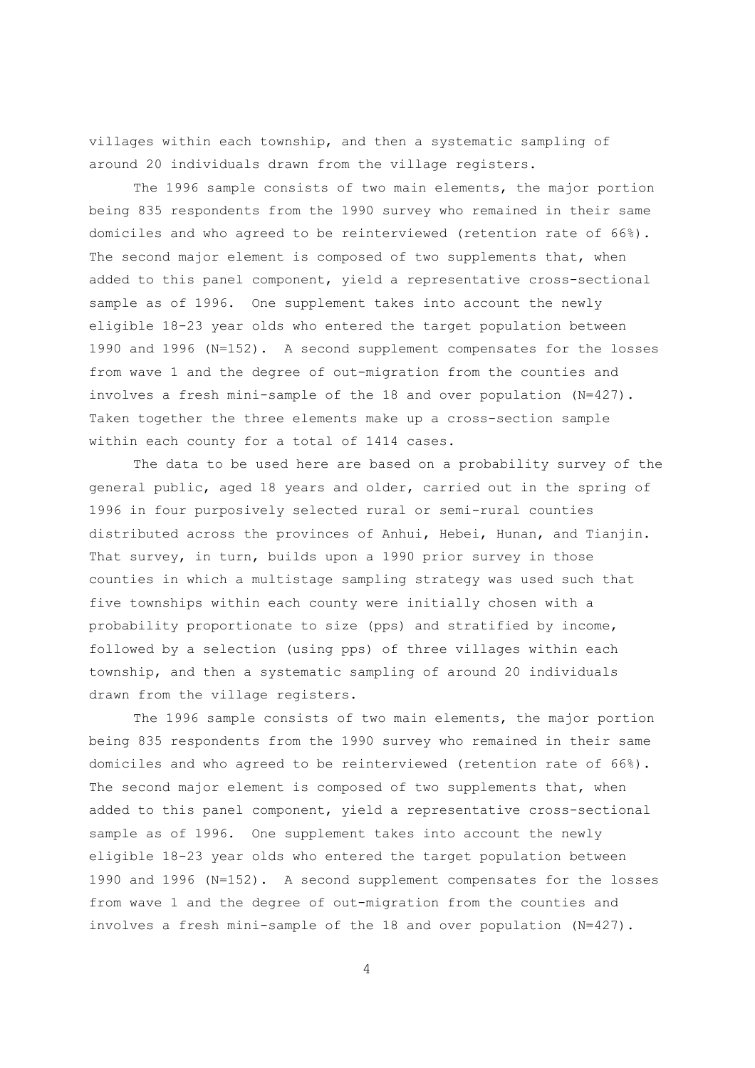villages within each township, and then a systematic sampling of around 20 individuals drawn from the village registers.

The 1996 sample consists of two main elements, the major portion being 835 respondents from the 1990 survey who remained in their same domiciles and who agreed to be reinterviewed (retention rate of 66%). The second major element is composed of two supplements that, when added to this panel component, yield a representative cross-sectional sample as of 1996. One supplement takes into account the newly eligible 18-23 year olds who entered the target population between 1990 and 1996 (N=152). A second supplement compensates for the losses from wave 1 and the degree of out-migration from the counties and involves a fresh mini-sample of the 18 and over population (N=427). Taken together the three elements make up a cross-section sample within each county for a total of 1414 cases.

The data to be used here are based on a probability survey of the general public, aged 18 years and older, carried out in the spring of 1996 in four purposively selected rural or semi-rural counties distributed across the provinces of Anhui, Hebei, Hunan, and Tianjin. That survey, in turn, builds upon a 1990 prior survey in those counties in which a multistage sampling strategy was used such that five townships within each county were initially chosen with a probability proportionate to size (pps) and stratified by income, followed by a selection (using pps) of three villages within each township, and then a systematic sampling of around 20 individuals drawn from the village registers.

The 1996 sample consists of two main elements, the major portion being 835 respondents from the 1990 survey who remained in their same domiciles and who agreed to be reinterviewed (retention rate of 66%). The second major element is composed of two supplements that, when added to this panel component, yield a representative cross-sectional sample as of 1996. One supplement takes into account the newly eligible 18-23 year olds who entered the target population between 1990 and 1996 (N=152). A second supplement compensates for the losses from wave 1 and the degree of out-migration from the counties and involves a fresh mini-sample of the 18 and over population (N=427).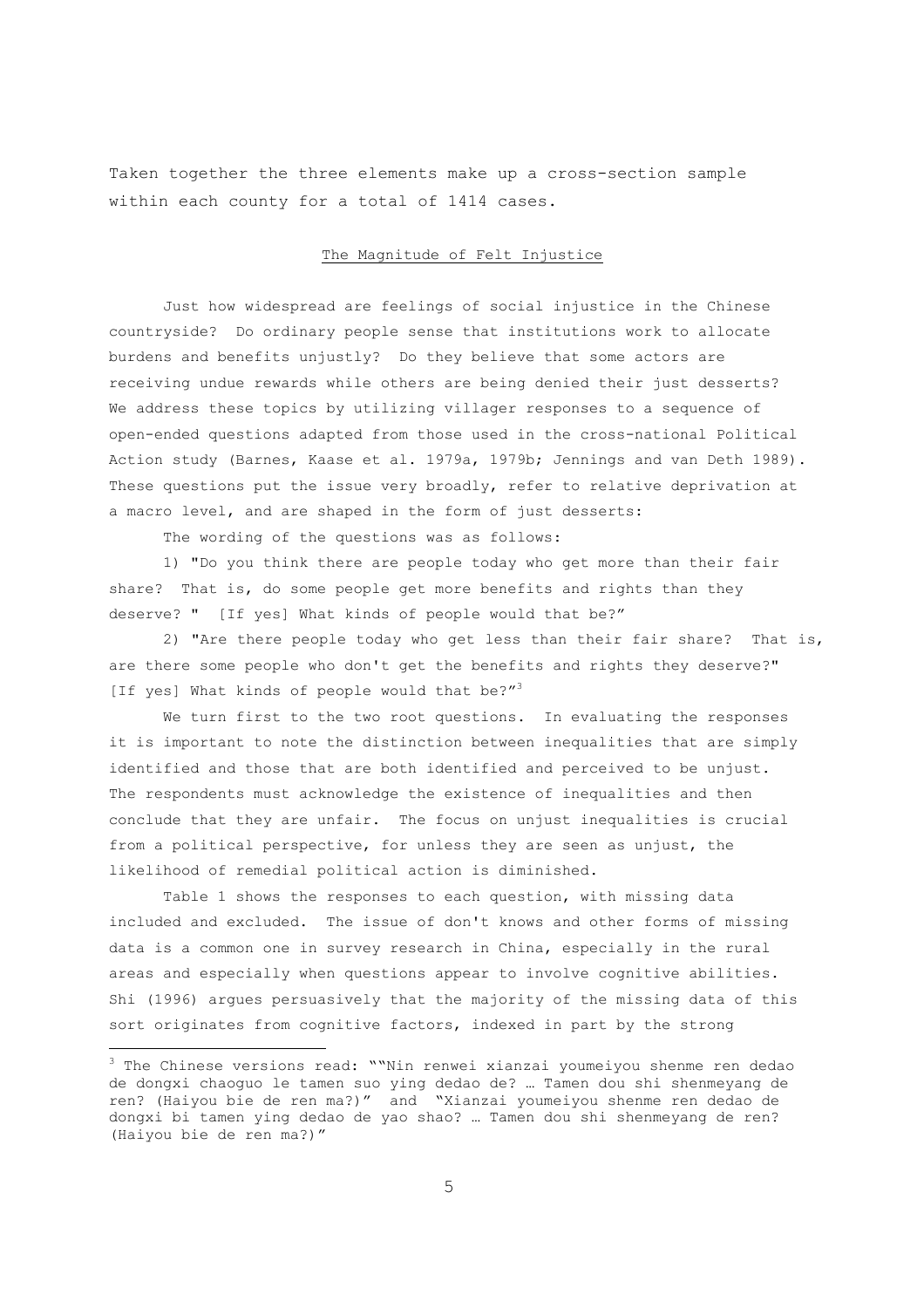Taken together the three elements make up a cross-section sample within each county for a total of 1414 cases.

## The Magnitude of Felt Injustice

Just how widespread are feelings of social injustice in the Chinese countryside? Do ordinary people sense that institutions work to allocate burdens and benefits unjustly? Do they believe that some actors are receiving undue rewards while others are being denied their just desserts? We address these topics by utilizing villager responses to a sequence of open-ended questions adapted from those used in the cross-national Political Action study (Barnes, Kaase et al. 1979a, 1979b; Jennings and van Deth 1989). These questions put the issue very broadly, refer to relative deprivation at a macro level, and are shaped in the form of just desserts:

The wording of the questions was as follows:

1) "Do you think there are people today who get more than their fair share? That is, do some people get more benefits and rights than they deserve? " [If yes] What kinds of people would that be?"

2) "Are there people today who get less than their fair share? That is, are there some people who don't get the benefits and rights they deserve?" [If yes] What kinds of people would that be?"[3]

We turn first to the two root questions. In evaluating the responses it is important to note the distinction between inequalities that are simply identified and those that are both identified and perceived to be unjust. The respondents must acknowledge the existence of inequalities and then conclude that they are unfair. The focus on unjust inequalities is crucial from a political perspective, for unless they are seen as unjust, the likelihood of remedial political action is diminished.

Table 1 shows the responses to each question, with missing data included and excluded. The issue of don't knows and other forms of missing data is a common one in survey research in China, especially in the rural areas and especially when questions appear to involve cognitive abilities. Shi (1996) argues persuasively that the majority of the missing data of this sort originates from cognitive factors, indexed in part by the strong

---

[3] The Chinese versions read: ""Nin renwei xianzai youmeiyou shenme ren dedao de dongxi chaoguo le tamen suo ying dedao de? … Tamen dou shi shenmeyang de ren? (Haiyou bie de ren ma?)" and "Xianzai youmeiyou shenme ren dedao de dongxi bi tamen ying dedao de yao shao? … Tamen dou shi shenmeyang de ren? (Haiyou bie de ren ma?)"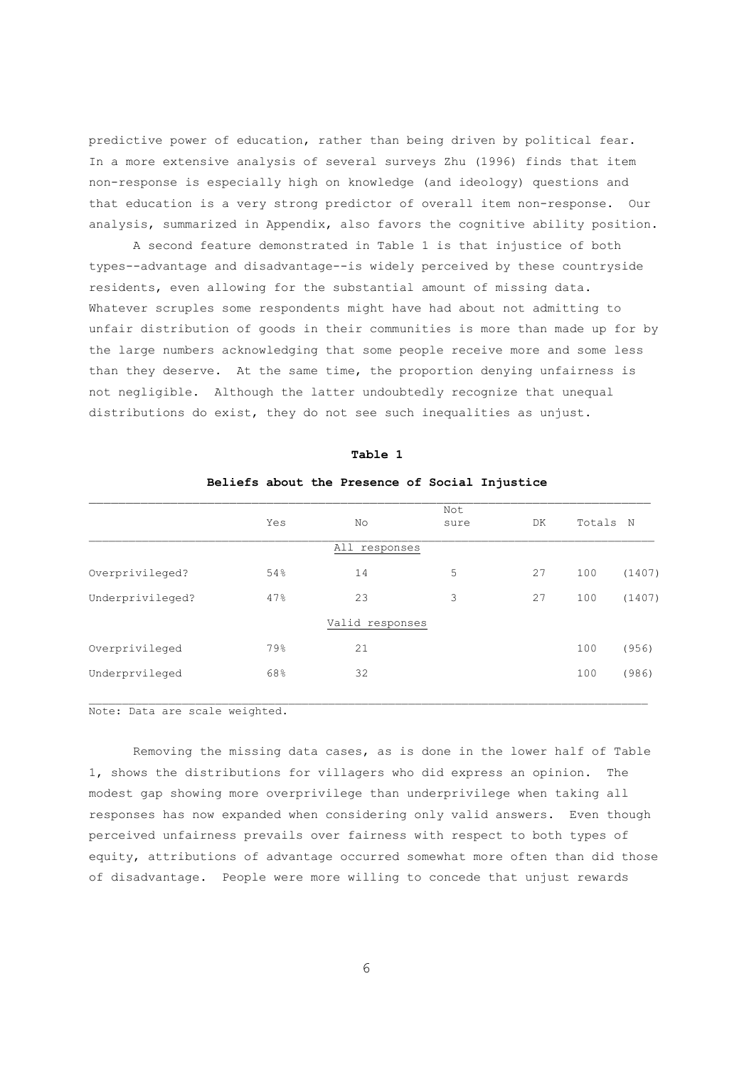predictive power of education, rather than being driven by political fear. In a more extensive analysis of several surveys Zhu (1996) finds that item non-response is especially high on knowledge (and ideology) questions and that education is a very strong predictor of overall item non-response. Our analysis, summarized in Appendix, also favors the cognitive ability position.

A second feature demonstrated in Table 1 is that injustice of both types--advantage and disadvantage--is widely perceived by these countryside residents, even allowing for the substantial amount of missing data. Whatever scruples some respondents might have had about not admitting to unfair distribution of goods in their communities is more than made up for by the large numbers acknowledging that some people receive more and some less than they deserve. At the same time, the proportion denying unfairness is not negligible. Although the latter undoubtedly recognize that unequal distributions do exist, they do not see such inequalities as unjust.

**Table 1**

**Beliefs about the Presence of Social Injustice**

| | Yes | No | Not sure | DK | Totals | N |
|---|---|---|---|---|---|---|
| | | All responses | | | | |
| Overprivileged? | 54% | 14 | 5 | 27 | 100 | (1407) |
| Underprivileged? | 47% | 23 | 3 | 27 | 100 | (1407) |
| | | Valid responses | | | | |
| Overprivileged | 79% | 21 | | | 100 | (956) |
| Underprvileged | 68% | 32 | | | 100 | (986) |

Note: Data are scale weighted.

Removing the missing data cases, as is done in the lower half of Table 1, shows the distributions for villagers who did express an opinion. The modest gap showing more overprivilege than underprivilege when taking all responses has now expanded when considering only valid answers. Even though perceived unfairness prevails over fairness with respect to both types of equity, attributions of advantage occurred somewhat more often than did those of disadvantage. People were more willing to concede that unjust rewards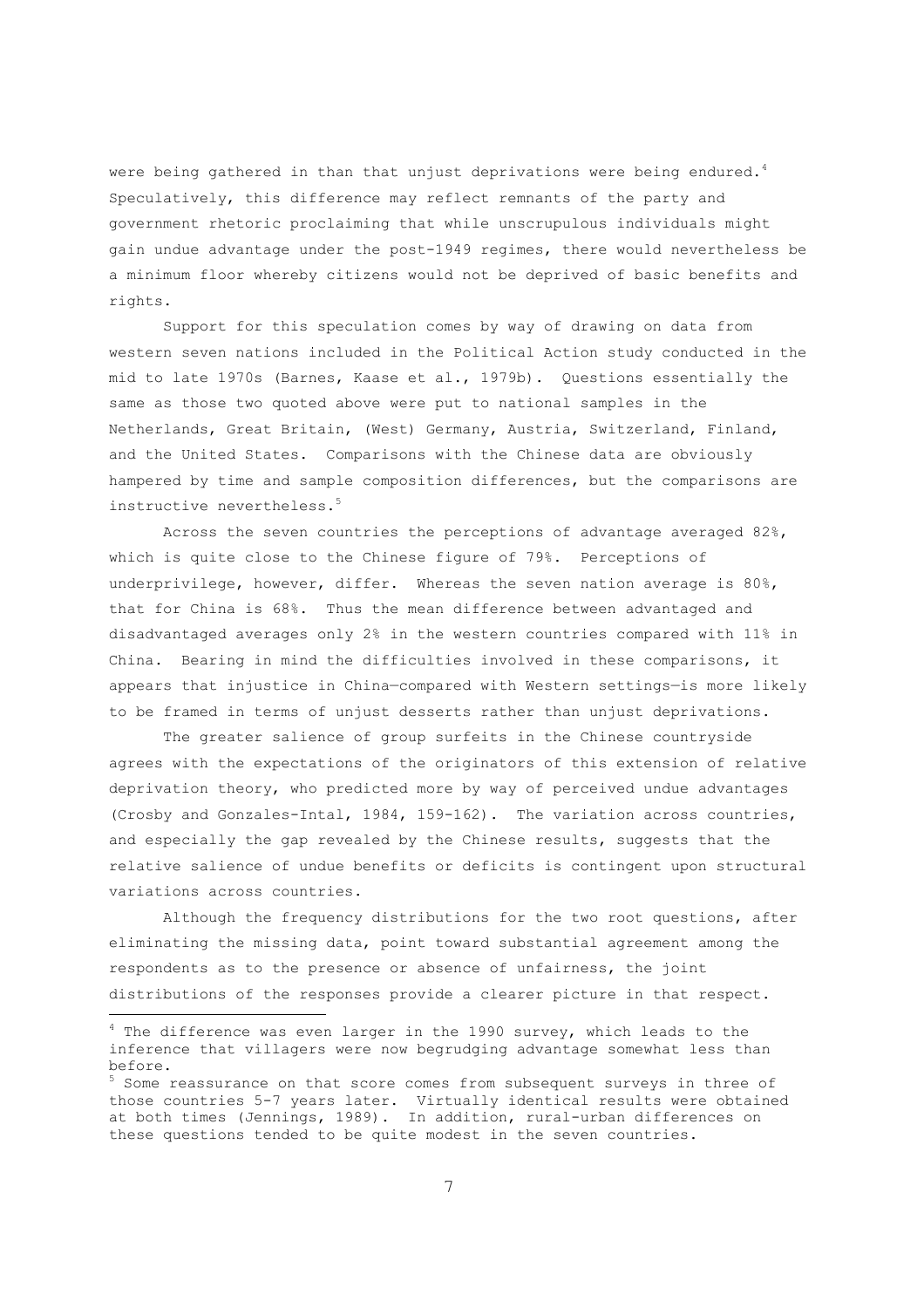were being gathered in than that unjust deprivations were being endured.[4] Speculatively, this difference may reflect remnants of the party and government rhetoric proclaiming that while unscrupulous individuals might gain undue advantage under the post-1949 regimes, there would nevertheless be a minimum floor whereby citizens would not be deprived of basic benefits and rights.

Support for this speculation comes by way of drawing on data from western seven nations included in the Political Action study conducted in the mid to late 1970s (Barnes, Kaase et al., 1979b). Questions essentially the same as those two quoted above were put to national samples in the Netherlands, Great Britain, (West) Germany, Austria, Switzerland, Finland, and the United States. Comparisons with the Chinese data are obviously hampered by time and sample composition differences, but the comparisons are instructive nevertheless.[5]

Across the seven countries the perceptions of advantage averaged 82%, which is quite close to the Chinese figure of 79%. Perceptions of underprivilege, however, differ. Whereas the seven nation average is 80%, that for China is 68%. Thus the mean difference between advantaged and disadvantaged averages only 2% in the western countries compared with 11% in China. Bearing in mind the difficulties involved in these comparisons, it appears that injustice in China—compared with Western settings—is more likely to be framed in terms of unjust desserts rather than unjust deprivations.

The greater salience of group surfeits in the Chinese countryside agrees with the expectations of the originators of this extension of relative deprivation theory, who predicted more by way of perceived undue advantages (Crosby and Gonzales-Intal, 1984, 159-162). The variation across countries, and especially the gap revealed by the Chinese results, suggests that the relative salience of undue benefits or deficits is contingent upon structural variations across countries.

Although the frequency distributions for the two root questions, after eliminating the missing data, point toward substantial agreement among the respondents as to the presence or absence of unfairness, the joint distributions of the responses provide a clearer picture in that respect.

---

[4] The difference was even larger in the 1990 survey, which leads to the inference that villagers were now begrudging advantage somewhat less than before.

[5] Some reassurance on that score comes from subsequent surveys in three of those countries 5-7 years later. Virtually identical results were obtained at both times (Jennings, 1989). In addition, rural-urban differences on these questions tended to be quite modest in the seven countries.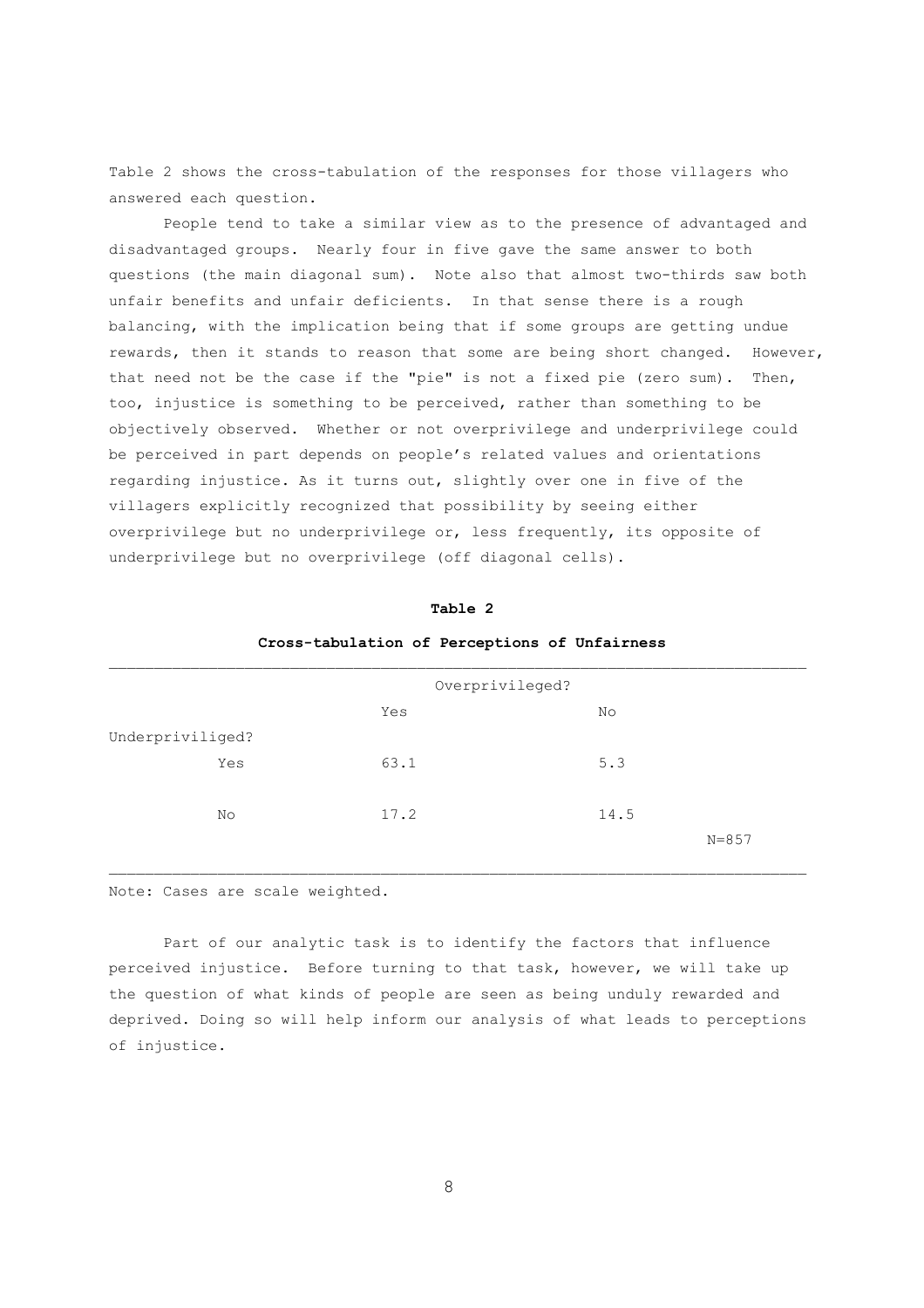Table 2 shows the cross-tabulation of the responses for those villagers who answered each question.

People tend to take a similar view as to the presence of advantaged and disadvantaged groups. Nearly four in five gave the same answer to both questions (the main diagonal sum). Note also that almost two-thirds saw both unfair benefits and unfair deficients. In that sense there is a rough balancing, with the implication being that if some groups are getting undue rewards, then it stands to reason that some are being short changed. However, that need not be the case if the "pie" is not a fixed pie (zero sum). Then, too, injustice is something to be perceived, rather than something to be objectively observed. Whether or not overprivilege and underprivilege could be perceived in part depends on people's related values and orientations regarding injustice. As it turns out, slightly over one in five of the villagers explicitly recognized that possibility by seeing either overprivilege but no underprivilege or, less frequently, its opposite of underprivilege but no overprivilege (off diagonal cells).

**Table 2**

**Cross-tabulation of Perceptions of Unfairness**

| | Overprivileged? | | |
|---|---|---|---|
| | Yes | No | |
| Underpriviliged? | | | |
| Yes | 63.1 | 5.3 | |
| No | 17.2 | 14.5 | |
| | | | N=857 |

Note: Cases are scale weighted.

Part of our analytic task is to identify the factors that influence perceived injustice. Before turning to that task, however, we will take up the question of what kinds of people are seen as being unduly rewarded and deprived. Doing so will help inform our analysis of what leads to perceptions of injustice.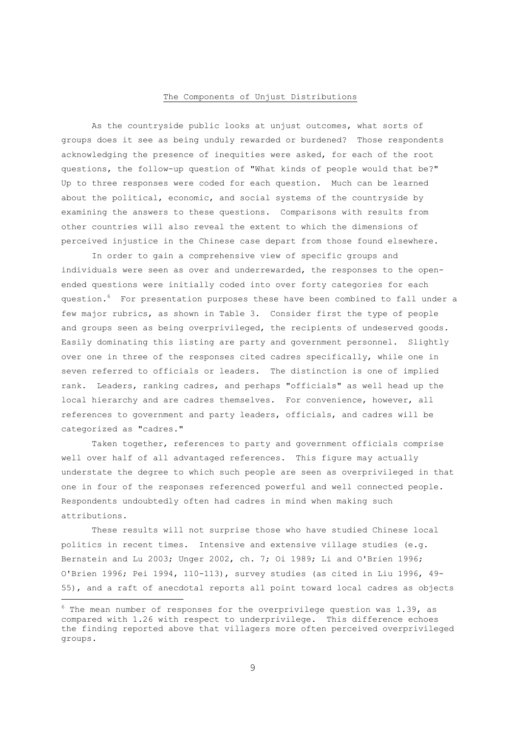## The Components of Unjust Distributions

As the countryside public looks at unjust outcomes, what sorts of groups does it see as being unduly rewarded or burdened? Those respondents acknowledging the presence of inequities were asked, for each of the root questions, the follow-up question of "What kinds of people would that be?" Up to three responses were coded for each question. Much can be learned about the political, economic, and social systems of the countryside by examining the answers to these questions. Comparisons with results from other countries will also reveal the extent to which the dimensions of perceived injustice in the Chinese case depart from those found elsewhere.

In order to gain a comprehensive view of specific groups and individuals were seen as over and underrewarded, the responses to the open-ended questions were initially coded into over forty categories for each question.[6] For presentation purposes these have been combined to fall under a few major rubrics, as shown in Table 3. Consider first the type of people and groups seen as being overprivileged, the recipients of undeserved goods. Easily dominating this listing are party and government personnel. Slightly over one in three of the responses cited cadres specifically, while one in seven referred to officials or leaders. The distinction is one of implied rank. Leaders, ranking cadres, and perhaps "officials" as well head up the local hierarchy and are cadres themselves. For convenience, however, all references to government and party leaders, officials, and cadres will be categorized as "cadres."

Taken together, references to party and government officials comprise well over half of all advantaged references. This figure may actually understate the degree to which such people are seen as overprivileged in that one in four of the responses referenced powerful and well connected people. Respondents undoubtedly often had cadres in mind when making such attributions.

These results will not surprise those who have studied Chinese local politics in recent times. Intensive and extensive village studies (e.g. Bernstein and Lu 2003; Unger 2002, ch. 7; Oi 1989; Li and O'Brien 1996; O'Brien 1996; Pei 1994, 110-113), survey studies (as cited in Liu 1996, 49-55), and a raft of anecdotal reports all point toward local cadres as objects

[6] The mean number of responses for the overprivilege question was 1.39, as compared with 1.26 with respect to underprivilege. This difference echoes the finding reported above that villagers more often perceived overprivileged groups.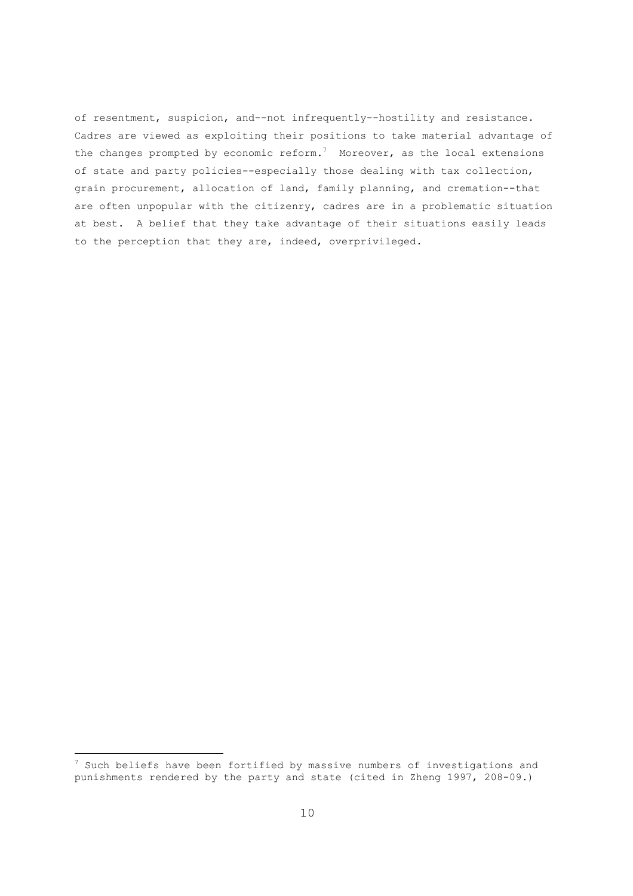of resentment, suspicion, and--not infrequently--hostility and resistance. Cadres are viewed as exploiting their positions to take material advantage of the changes prompted by economic reform.[7] Moreover, as the local extensions of state and party policies--especially those dealing with tax collection, grain procurement, allocation of land, family planning, and cremation--that are often unpopular with the citizenry, cadres are in a problematic situation at best. A belief that they take advantage of their situations easily leads to the perception that they are, indeed, overprivileged.

[7] Such beliefs have been fortified by massive numbers of investigations and punishments rendered by the party and state (cited in Zheng 1997, 208-09.)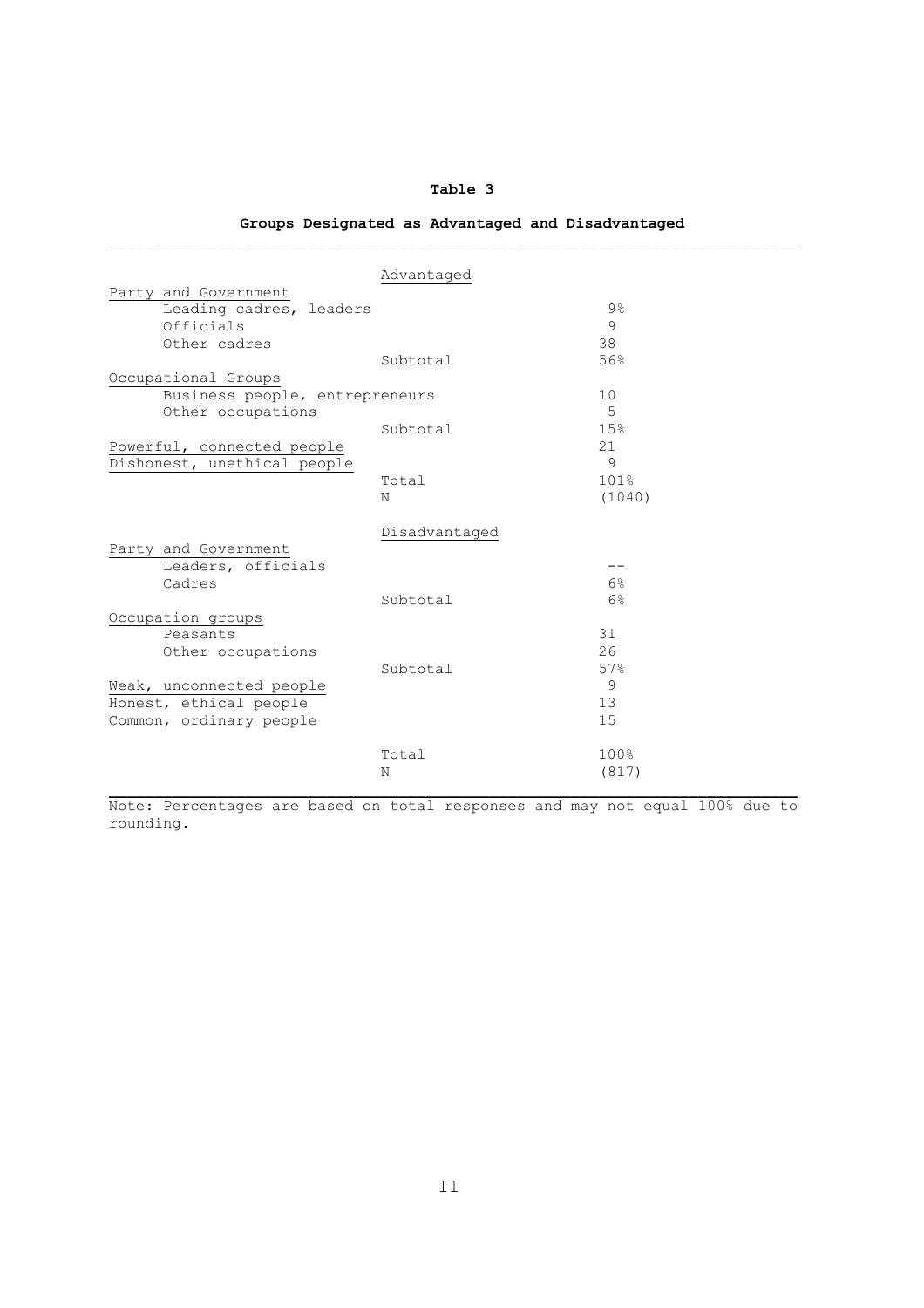**Table 3**

**Groups Designated as Advantaged and Disadvantaged**

| | | |
|---|---|---|
| | Advantaged | |
| Party and Government | | |
| Leading cadres, leaders | | 9% |
| Officials | | 9 |
| Other cadres | | 38 |
| | Subtotal | 56% |
| Occupational Groups | | |
| Business people, entrepreneurs | | 10 |
| Other occupations | | 5 |
| | Subtotal | 15% |
| Powerful, connected people | | 21 |
| Dishonest, unethical people | | 9 |
| | Total | 101% |
| | N | (1040) |
| | Disadvantaged | |
| Party and Government | | |
| Leaders, officials | | -- |
| Cadres | | 6% |
| | Subtotal | 6% |
| Occupation groups | | |
| Peasants | | 31 |
| Other occupations | | 26 |
| | Subtotal | 57% |
| Weak, unconnected people | | 9 |
| Honest, ethical people | | 13 |
| Common, ordinary people | | 15 |
| | Total | 100% |
| | N | (817) |

Note: Percentages are based on total responses and may not equal 100% due to rounding.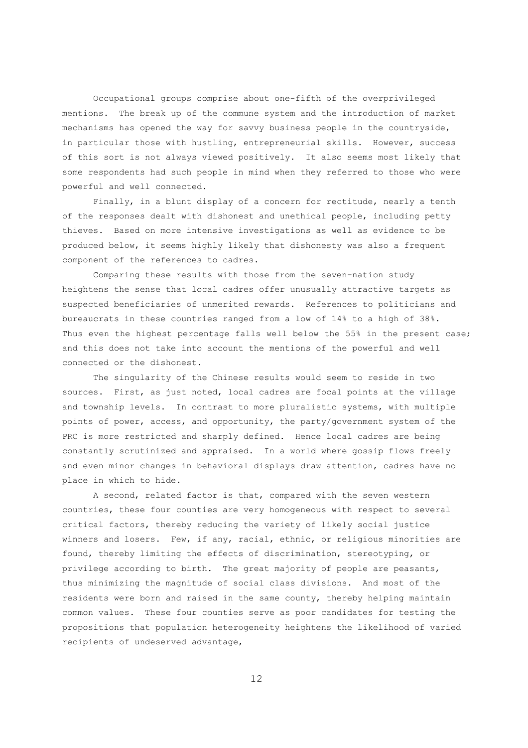Occupational groups comprise about one-fifth of the overprivileged mentions. The break up of the commune system and the introduction of market mechanisms has opened the way for savvy business people in the countryside, in particular those with hustling, entrepreneurial skills. However, success of this sort is not always viewed positively. It also seems most likely that some respondents had such people in mind when they referred to those who were powerful and well connected.

Finally, in a blunt display of a concern for rectitude, nearly a tenth of the responses dealt with dishonest and unethical people, including petty thieves. Based on more intensive investigations as well as evidence to be produced below, it seems highly likely that dishonesty was also a frequent component of the references to cadres.

Comparing these results with those from the seven-nation study heightens the sense that local cadres offer unusually attractive targets as suspected beneficiaries of unmerited rewards. References to politicians and bureaucrats in these countries ranged from a low of 14% to a high of 38%. Thus even the highest percentage falls well below the 55% in the present case; and this does not take into account the mentions of the powerful and well connected or the dishonest.

The singularity of the Chinese results would seem to reside in two sources. First, as just noted, local cadres are focal points at the village and township levels. In contrast to more pluralistic systems, with multiple points of power, access, and opportunity, the party/government system of the PRC is more restricted and sharply defined. Hence local cadres are being constantly scrutinized and appraised. In a world where gossip flows freely and even minor changes in behavioral displays draw attention, cadres have no place in which to hide.

A second, related factor is that, compared with the seven western countries, these four counties are very homogeneous with respect to several critical factors, thereby reducing the variety of likely social justice winners and losers. Few, if any, racial, ethnic, or religious minorities are found, thereby limiting the effects of discrimination, stereotyping, or privilege according to birth. The great majority of people are peasants, thus minimizing the magnitude of social class divisions. And most of the residents were born and raised in the same county, thereby helping maintain common values. These four counties serve as poor candidates for testing the propositions that population heterogeneity heightens the likelihood of varied recipients of undeserved advantage,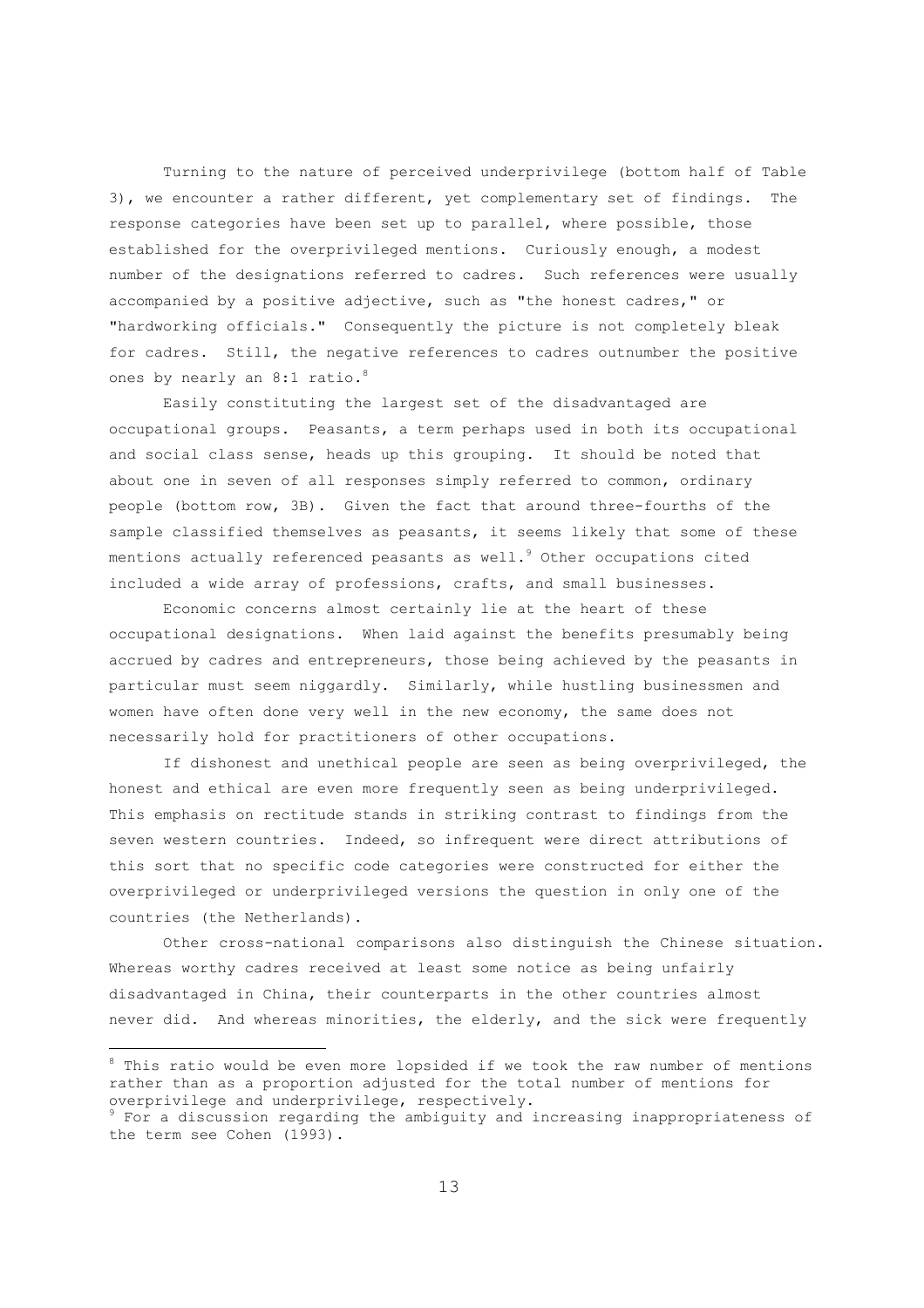Turning to the nature of perceived underprivilege (bottom half of Table 3), we encounter a rather different, yet complementary set of findings. The response categories have been set up to parallel, where possible, those established for the overprivileged mentions. Curiously enough, a modest number of the designations referred to cadres. Such references were usually accompanied by a positive adjective, such as "the honest cadres," or "hardworking officials." Consequently the picture is not completely bleak for cadres. Still, the negative references to cadres outnumber the positive ones by nearly an 8:1 ratio.[8]

Easily constituting the largest set of the disadvantaged are occupational groups. Peasants, a term perhaps used in both its occupational and social class sense, heads up this grouping. It should be noted that about one in seven of all responses simply referred to common, ordinary people (bottom row, 3B). Given the fact that around three-fourths of the sample classified themselves as peasants, it seems likely that some of these mentions actually referenced peasants as well.[9] Other occupations cited included a wide array of professions, crafts, and small businesses.

Economic concerns almost certainly lie at the heart of these occupational designations. When laid against the benefits presumably being accrued by cadres and entrepreneurs, those being achieved by the peasants in particular must seem niggardly. Similarly, while hustling businessmen and women have often done very well in the new economy, the same does not necessarily hold for practitioners of other occupations.

If dishonest and unethical people are seen as being overprivileged, the honest and ethical are even more frequently seen as being underprivileged. This emphasis on rectitude stands in striking contrast to findings from the seven western countries. Indeed, so infrequent were direct attributions of this sort that no specific code categories were constructed for either the overprivileged or underprivileged versions the question in only one of the countries (the Netherlands).

Other cross-national comparisons also distinguish the Chinese situation. Whereas worthy cadres received at least some notice as being unfairly disadvantaged in China, their counterparts in the other countries almost never did. And whereas minorities, the elderly, and the sick were frequently

---

[8] This ratio would be even more lopsided if we took the raw number of mentions rather than as a proportion adjusted for the total number of mentions for overprivilege and underprivilege, respectively.

[9] For a discussion regarding the ambiguity and increasing inappropriateness of the term see Cohen (1993).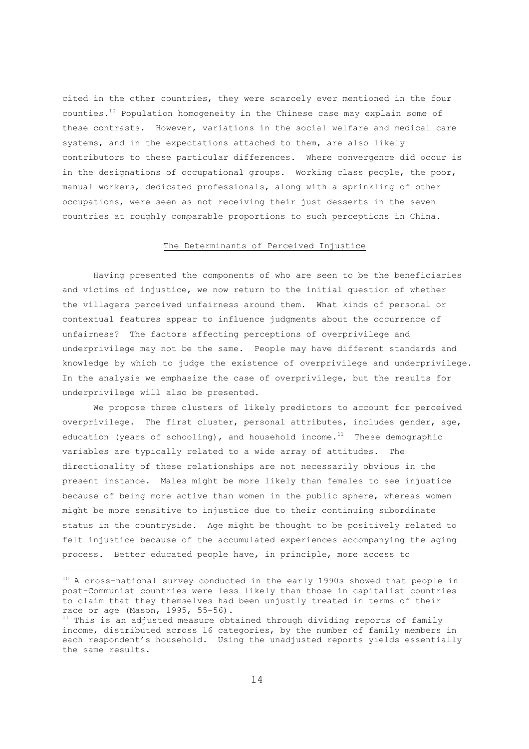cited in the other countries, they were scarcely ever mentioned in the four counties.[10] Population homogeneity in the Chinese case may explain some of these contrasts. However, variations in the social welfare and medical care systems, and in the expectations attached to them, are also likely contributors to these particular differences. Where convergence did occur is in the designations of occupational groups. Working class people, the poor, manual workers, dedicated professionals, along with a sprinkling of other occupations, were seen as not receiving their just desserts in the seven countries at roughly comparable proportions to such perceptions in China.

## The Determinants of Perceived Injustice

Having presented the components of who are seen to be the beneficiaries and victims of injustice, we now return to the initial question of whether the villagers perceived unfairness around them. What kinds of personal or contextual features appear to influence judgments about the occurrence of unfairness? The factors affecting perceptions of overprivilege and underprivilege may not be the same. People may have different standards and knowledge by which to judge the existence of overprivilege and underprivilege. In the analysis we emphasize the case of overprivilege, but the results for underprivilege will also be presented.

We propose three clusters of likely predictors to account for perceived overprivilege. The first cluster, personal attributes, includes gender, age, education (years of schooling), and household income.[11] These demographic variables are typically related to a wide array of attitudes. The directionality of these relationships are not necessarily obvious in the present instance. Males might be more likely than females to see injustice because of being more active than women in the public sphere, whereas women might be more sensitive to injustice due to their continuing subordinate status in the countryside. Age might be thought to be positively related to felt injustice because of the accumulated experiences accompanying the aging process. Better educated people have, in principle, more access to

---

[10] A cross-national survey conducted in the early 1990s showed that people in post-Communist countries were less likely than those in capitalist countries to claim that they themselves had been unjustly treated in terms of their race or age (Mason, 1995, 55-56).

[11] This is an adjusted measure obtained through dividing reports of family income, distributed across 16 categories, by the number of family members in each respondent's household. Using the unadjusted reports yields essentially the same results.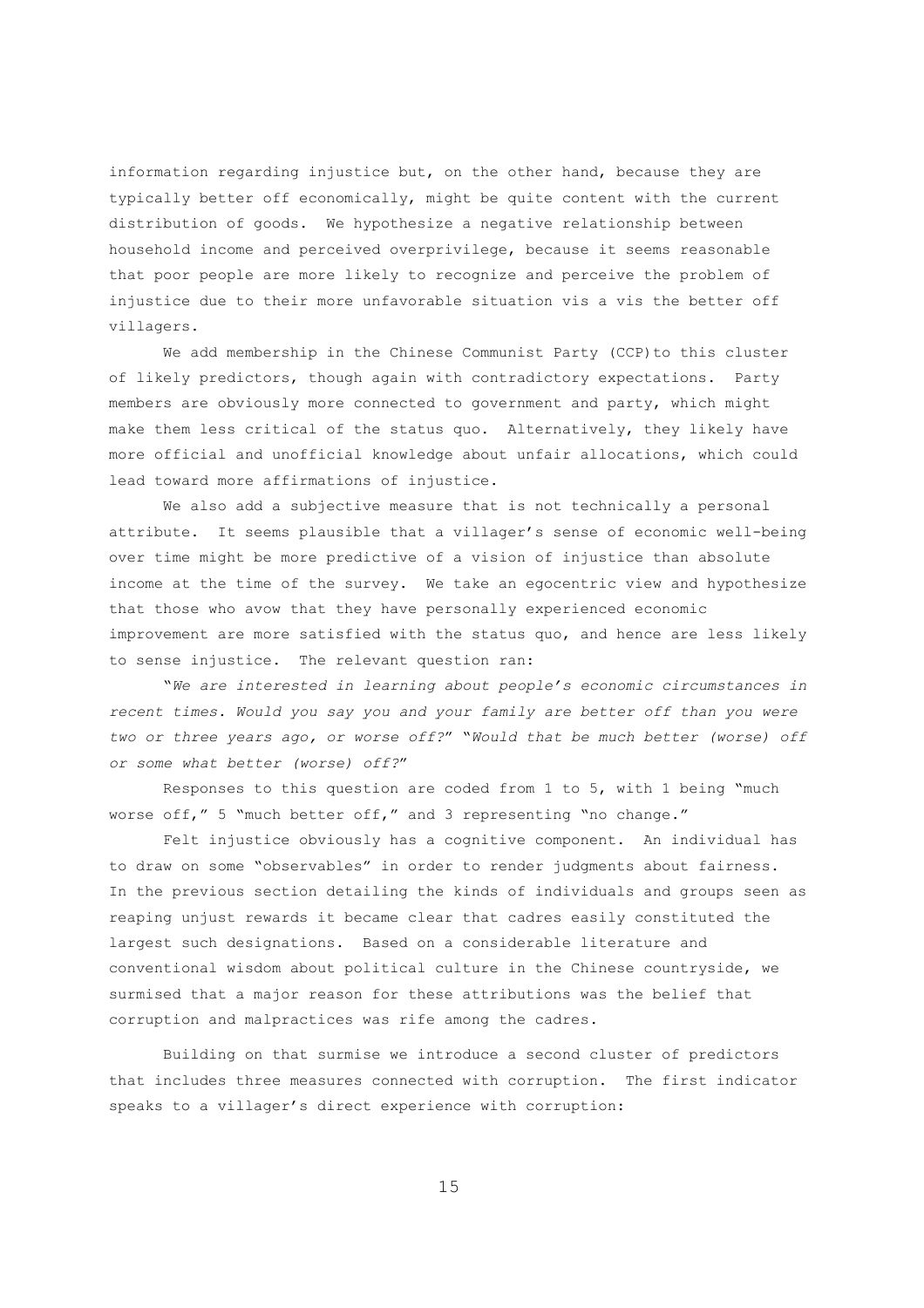information regarding injustice but, on the other hand, because they are typically better off economically, might be quite content with the current distribution of goods. We hypothesize a negative relationship between household income and perceived overprivilege, because it seems reasonable that poor people are more likely to recognize and perceive the problem of injustice due to their more unfavorable situation vis a vis the better off villagers.

We add membership in the Chinese Communist Party (CCP)to this cluster of likely predictors, though again with contradictory expectations. Party members are obviously more connected to government and party, which might make them less critical of the status quo. Alternatively, they likely have more official and unofficial knowledge about unfair allocations, which could lead toward more affirmations of injustice.

We also add a subjective measure that is not technically a personal attribute. It seems plausible that a villager's sense of economic well-being over time might be more predictive of a vision of injustice than absolute income at the time of the survey. We take an egocentric view and hypothesize that those who avow that they have personally experienced economic improvement are more satisfied with the status quo, and hence are less likely to sense injustice. The relevant question ran:

"*We are interested in learning about people's economic circumstances in recent times. Would you say you and your family are better off than you were two or three years ago, or worse off?*" "*Would that be much better (worse) off or some what better (worse) off?*"

Responses to this question are coded from 1 to 5, with 1 being "much worse off," 5 "much better off," and 3 representing "no change."

Felt injustice obviously has a cognitive component. An individual has to draw on some "observables" in order to render judgments about fairness. In the previous section detailing the kinds of individuals and groups seen as reaping unjust rewards it became clear that cadres easily constituted the largest such designations. Based on a considerable literature and conventional wisdom about political culture in the Chinese countryside, we surmised that a major reason for these attributions was the belief that corruption and malpractices was rife among the cadres.

Building on that surmise we introduce a second cluster of predictors that includes three measures connected with corruption. The first indicator speaks to a villager's direct experience with corruption: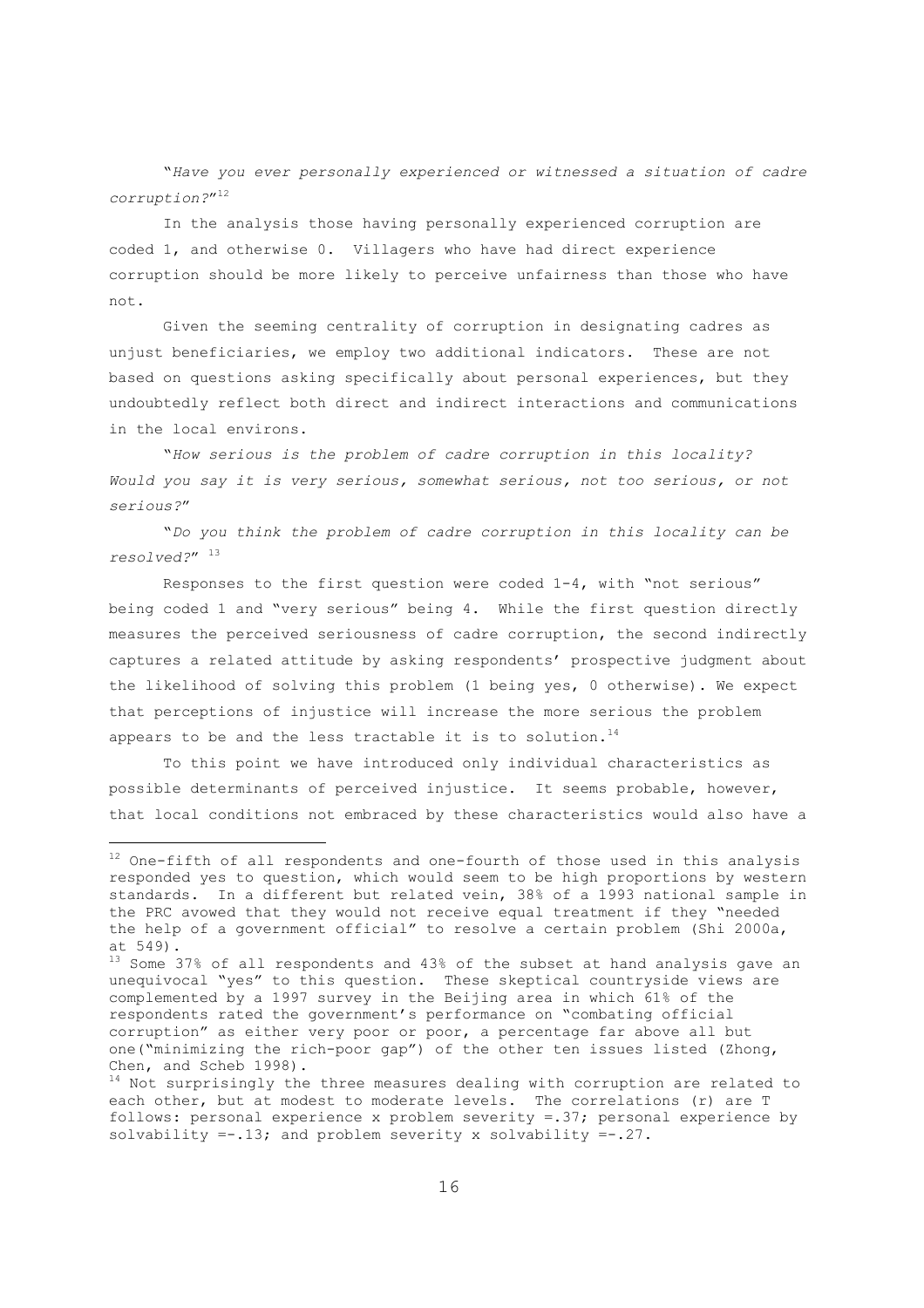"*Have you ever personally experienced or witnessed a situation of cadre corruption?*"[12]

In the analysis those having personally experienced corruption are coded 1, and otherwise 0. Villagers who have had direct experience corruption should be more likely to perceive unfairness than those who have not.

Given the seeming centrality of corruption in designating cadres as unjust beneficiaries, we employ two additional indicators. These are not based on questions asking specifically about personal experiences, but they undoubtedly reflect both direct and indirect interactions and communications in the local environs.

"*How serious is the problem of cadre corruption in this locality? Would you say it is very serious, somewhat serious, not too serious, or not serious?*"

"*Do you think the problem of cadre corruption in this locality can be resolved?*" [13]

Responses to the first question were coded 1-4, with "not serious" being coded 1 and "very serious" being 4. While the first question directly measures the perceived seriousness of cadre corruption, the second indirectly captures a related attitude by asking respondents' prospective judgment about the likelihood of solving this problem (1 being yes, 0 otherwise). We expect that perceptions of injustice will increase the more serious the problem appears to be and the less tractable it is to solution.[14]

To this point we have introduced only individual characteristics as possible determinants of perceived injustice. It seems probable, however, that local conditions not embraced by these characteristics would also have a

---

[12] One-fifth of all respondents and one-fourth of those used in this analysis responded yes to question, which would seem to be high proportions by western standards. In a different but related vein, 38% of a 1993 national sample in the PRC avowed that they would not receive equal treatment if they "needed the help of a government official" to resolve a certain problem (Shi 2000a, at 549).

[13] Some 37% of all respondents and 43% of the subset at hand analysis gave an unequivocal "yes" to this question. These skeptical countryside views are complemented by a 1997 survey in the Beijing area in which 61% of the respondents rated the government's performance on "combating official corruption" as either very poor or poor, a percentage far above all but one("minimizing the rich-poor gap") of the other ten issues listed (Zhong, Chen, and Scheb 1998).

[14] Not surprisingly the three measures dealing with corruption are related to each other, but at modest to moderate levels. The correlations (r) are T follows: personal experience x problem severity =.37; personal experience by solvability =-.13; and problem severity x solvability =-.27.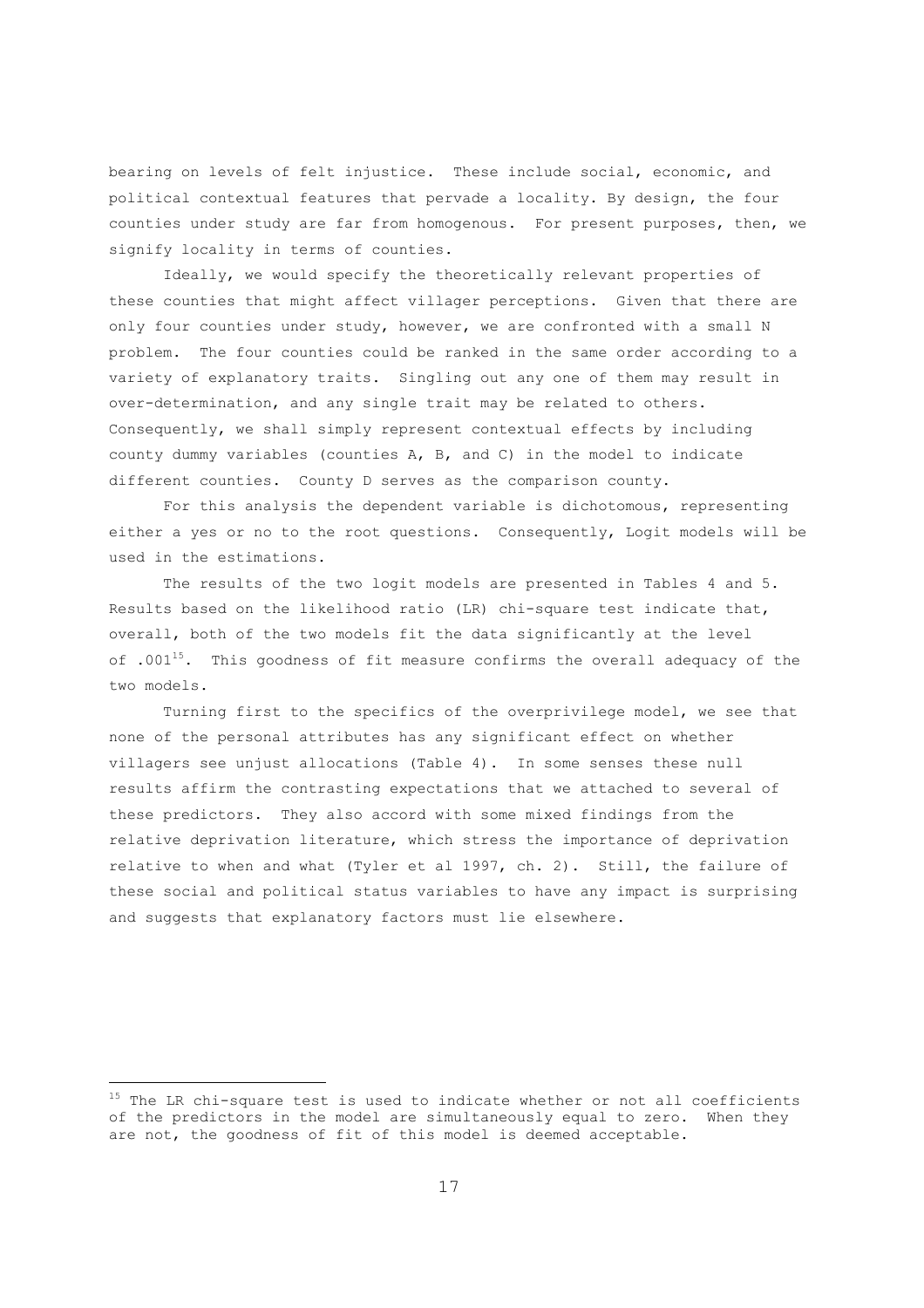bearing on levels of felt injustice. These include social, economic, and political contextual features that pervade a locality. By design, the four counties under study are far from homogenous. For present purposes, then, we signify locality in terms of counties.

Ideally, we would specify the theoretically relevant properties of these counties that might affect villager perceptions. Given that there are only four counties under study, however, we are confronted with a small N problem. The four counties could be ranked in the same order according to a variety of explanatory traits. Singling out any one of them may result in over-determination, and any single trait may be related to others. Consequently, we shall simply represent contextual effects by including county dummy variables (counties A, B, and C) in the model to indicate different counties. County D serves as the comparison county.

For this analysis the dependent variable is dichotomous, representing either a yes or no to the root questions. Consequently, Logit models will be used in the estimations.

The results of the two logit models are presented in Tables 4 and 5. Results based on the likelihood ratio (LR) chi-square test indicate that, overall, both of the two models fit the data significantly at the level of .001[15]. This goodness of fit measure confirms the overall adequacy of the two models.

Turning first to the specifics of the overprivilege model, we see that none of the personal attributes has any significant effect on whether villagers see unjust allocations (Table 4). In some senses these null results affirm the contrasting expectations that we attached to several of these predictors. They also accord with some mixed findings from the relative deprivation literature, which stress the importance of deprivation relative to when and what (Tyler et al 1997, ch. 2). Still, the failure of these social and political status variables to have any impact is surprising and suggests that explanatory factors must lie elsewhere.

[15] The LR chi-square test is used to indicate whether or not all coefficients of the predictors in the model are simultaneously equal to zero. When they are not, the goodness of fit of this model is deemed acceptable.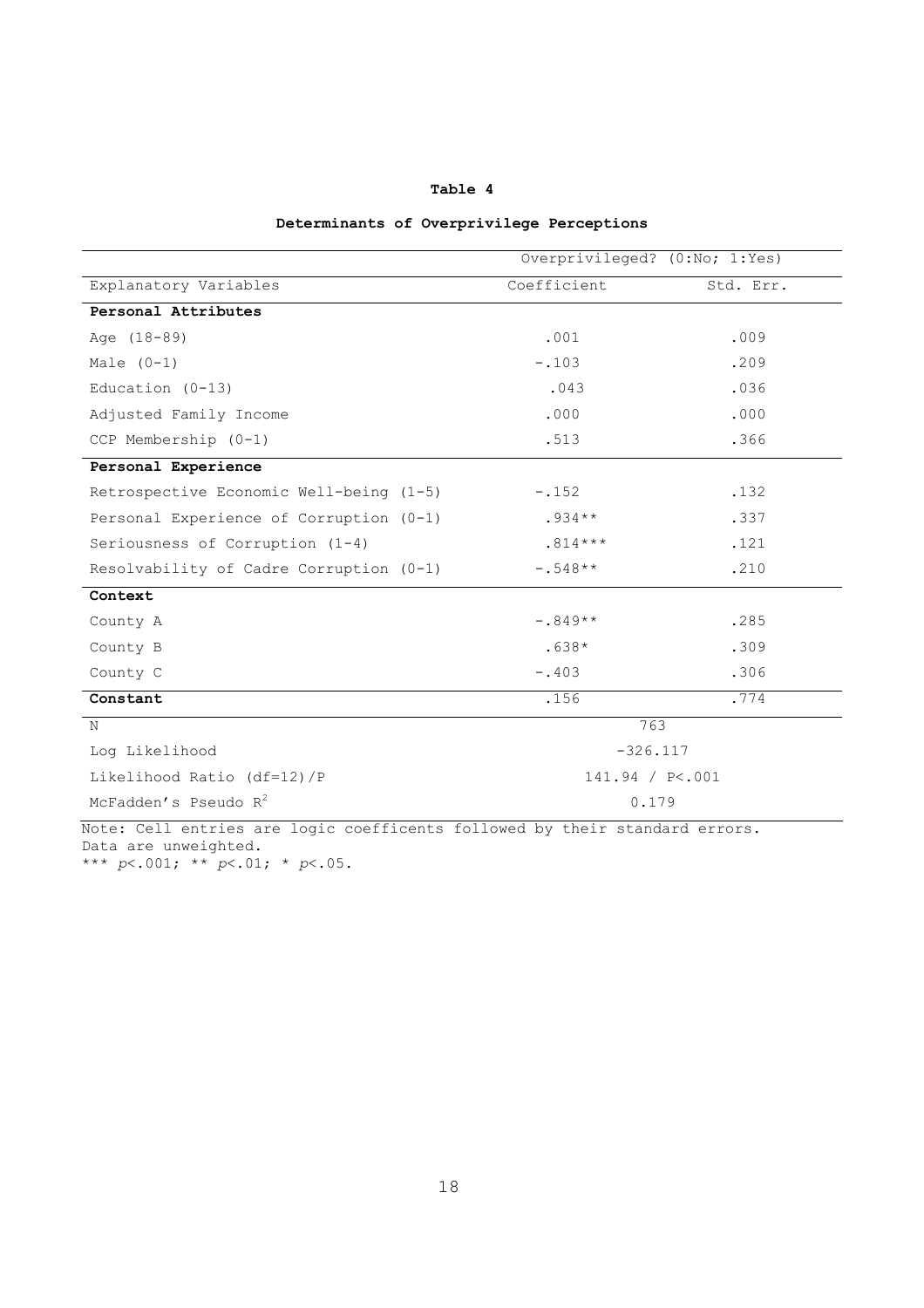**Table 4**

**Determinants of Overprivilege Perceptions**

| | Overprivileged? (0:No; 1:Yes) | |
|---|---|---|
| Explanatory Variables | Coefficient | Std. Err. |
| **Personal Attributes** | | |
| Age (18-89) | .001 | .009 |
| Male (0-1) | -.103 | .209 |
| Education (0-13) | .043 | .036 |
| Adjusted Family Income | .000 | .000 |
| CCP Membership (0-1) | .513 | .366 |
| **Personal Experience** | | |
| Retrospective Economic Well-being (1-5) | -.152 | .132 |
| Personal Experience of Corruption (0-1) | .934** | .337 |
| Seriousness of Corruption (1-4) | .814*** | .121 |
| Resolvability of Cadre Corruption (0-1) | -.548** | .210 |
| **Context** | | |
| County A | -.849** | .285 |
| County B | .638* | .309 |
| County C | -.403 | .306 |
| **Constant** | .156 | .774 |
| N | 763 | |
| Log Likelihood | -326.117 | |
| Likelihood Ratio (df=12)/P | 141.94 / P<.001 | |
| McFadden's Pseudo $R^2$ | 0.179 | |

Note: Cell entries are logic coefficents followed by their standard errors. Data are unweighted.
*** *p*<.001; ** *p*<.01; * *p*<.05.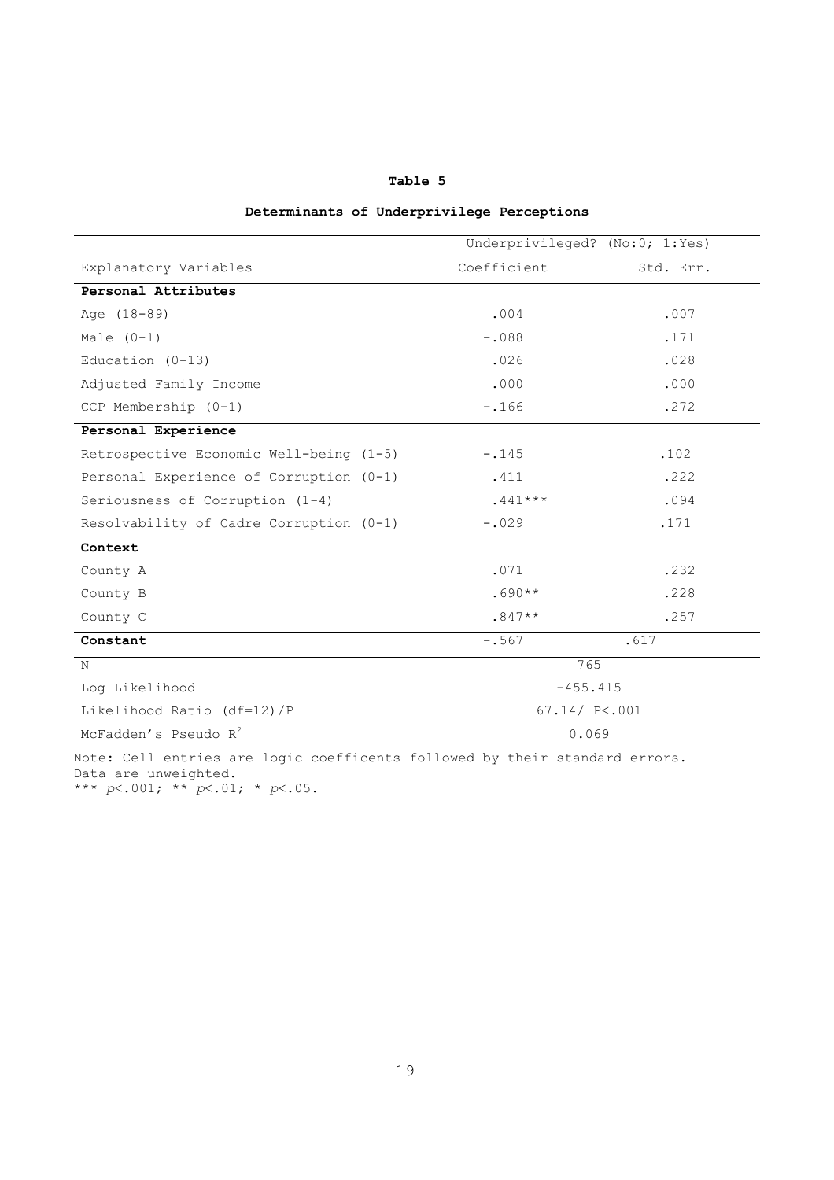**Table 5**

**Determinants of Underprivilege Perceptions**

| | Underprivileged? (No:0; 1:Yes) | |
|---|---|---|
| Explanatory Variables | Coefficient | Std. Err. |
| **Personal Attributes** | | |
| Age (18-89) | .004 | .007 |
| Male (0-1) | -.088 | .171 |
| Education (0-13) | .026 | .028 |
| Adjusted Family Income | .000 | .000 |
| CCP Membership (0-1) | -.166 | .272 |
| **Personal Experience** | | |
| Retrospective Economic Well-being (1-5) | -.145 | .102 |
| Personal Experience of Corruption (0-1) | .411 | .222 |
| Seriousness of Corruption (1-4) | .441*** | .094 |
| Resolvability of Cadre Corruption (0-1) | -.029 | .171 |
| **Context** | | |
| County A | .071 | .232 |
| County B | .690** | .228 |
| County C | .847** | .257 |
| **Constant** | -.567 | .617 |
| N | 765 | |
| Log Likelihood | -455.415 | |
| Likelihood Ratio (df=12)/P | 67.14/ P<.001 | |
| McFadden's Pseudo $R^2$ | 0.069 | |

Note: Cell entries are logic coefficents followed by their standard errors. Data are unweighted.
*** *p*<.001; ** *p*<.01; * *p*<.05.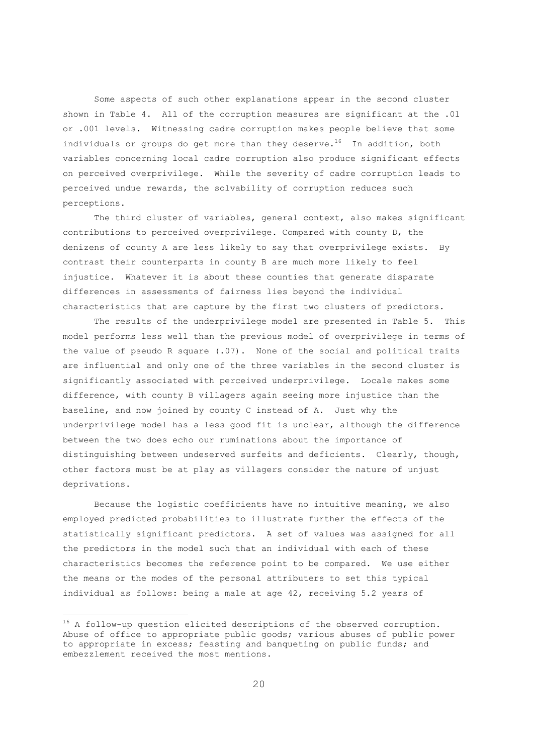Some aspects of such other explanations appear in the second cluster shown in Table 4. All of the corruption measures are significant at the .01 or .001 levels. Witnessing cadre corruption makes people believe that some individuals or groups do get more than they deserve.[16] In addition, both variables concerning local cadre corruption also produce significant effects on perceived overprivilege. While the severity of cadre corruption leads to perceived undue rewards, the solvability of corruption reduces such perceptions.

The third cluster of variables, general context, also makes significant contributions to perceived overprivilege. Compared with county D, the denizens of county A are less likely to say that overprivilege exists. By contrast their counterparts in county B are much more likely to feel injustice. Whatever it is about these counties that generate disparate differences in assessments of fairness lies beyond the individual characteristics that are capture by the first two clusters of predictors.

The results of the underprivilege model are presented in Table 5. This model performs less well than the previous model of overprivilege in terms of the value of pseudo R square (.07). None of the social and political traits are influential and only one of the three variables in the second cluster is significantly associated with perceived underprivilege. Locale makes some difference, with county B villagers again seeing more injustice than the baseline, and now joined by county C instead of A. Just why the underprivilege model has a less good fit is unclear, although the difference between the two does echo our ruminations about the importance of distinguishing between undeserved surfeits and deficients. Clearly, though, other factors must be at play as villagers consider the nature of unjust deprivations.

Because the logistic coefficients have no intuitive meaning, we also employed predicted probabilities to illustrate further the effects of the statistically significant predictors. A set of values was assigned for all the predictors in the model such that an individual with each of these characteristics becomes the reference point to be compared. We use either the means or the modes of the personal attributers to set this typical individual as follows: being a male at age 42, receiving 5.2 years of

---

[16] A follow-up question elicited descriptions of the observed corruption. Abuse of office to appropriate public goods; various abuses of public power to appropriate in excess; feasting and banqueting on public funds; and embezzlement received the most mentions.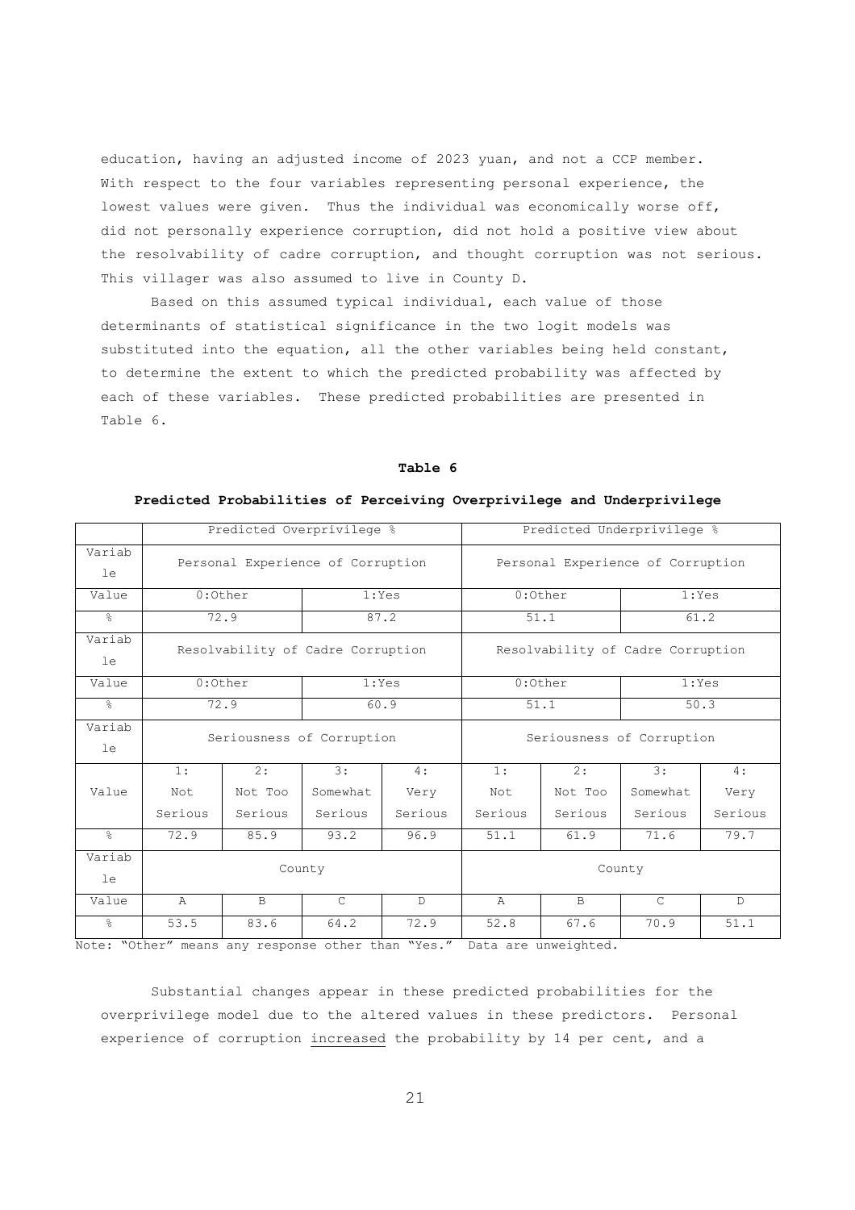education, having an adjusted income of 2023 yuan, and not a CCP member. With respect to the four variables representing personal experience, the lowest values were given. Thus the individual was economically worse off, did not personally experience corruption, did not hold a positive view about the resolvability of cadre corruption, and thought corruption was not serious. This villager was also assumed to live in County D.

Based on this assumed typical individual, each value of those determinants of statistical significance in the two logit models was substituted into the equation, all the other variables being held constant, to determine the extent to which the predicted probability was affected by each of these variables. These predicted probabilities are presented in Table 6.

**Table 6**

**Predicted Probabilities of Perceiving Overprivilege and Underprivilege**

| | Predicted Overprivilege % | | | | Predicted Underprivilege % | | | |
|---|---|---|---|---|---|---|---|---|
| Variable | Personal Experience of Corruption | | | | Personal Experience of Corruption | | | |
| Value | 0:Other | | 1:Yes | | 0:Other | | 1:Yes | |
| % | 72.9 | | 87.2 | | 51.1 | | 61.2 | |
| Variable | Resolvability of Cadre Corruption | | | | Resolvability of Cadre Corruption | | | |
| Value | 0:Other | | 1:Yes | | 0:Other | | 1:Yes | |
| % | 72.9 | | 60.9 | | 51.1 | | 50.3 | |
| Variable | Seriousness of Corruption | | | | Seriousness of Corruption | | | |
| Value | 1: Not Serious | 2: Not Too Serious | 3: Somewhat Serious | 4: Very Serious | 1: Not Serious | 2: Not Too Serious | 3: Somewhat Serious | 4: Very Serious |
| % | 72.9 | 85.9 | 93.2 | 96.9 | 51.1 | 61.9 | 71.6 | 79.7 |
| Variable | County | | | | County | | | |
| Value | A | B | C | D | A | B | C | D |
| % | 53.5 | 83.6 | 64.2 | 72.9 | 52.8 | 67.6 | 70.9 | 51.1 |

Note: "Other" means any response other than "Yes." Data are unweighted.

Substantial changes appear in these predicted probabilities for the overprivilege model due to the altered values in these predictors. Personal experience of corruption <u>increased</u> the probability by 14 per cent, and a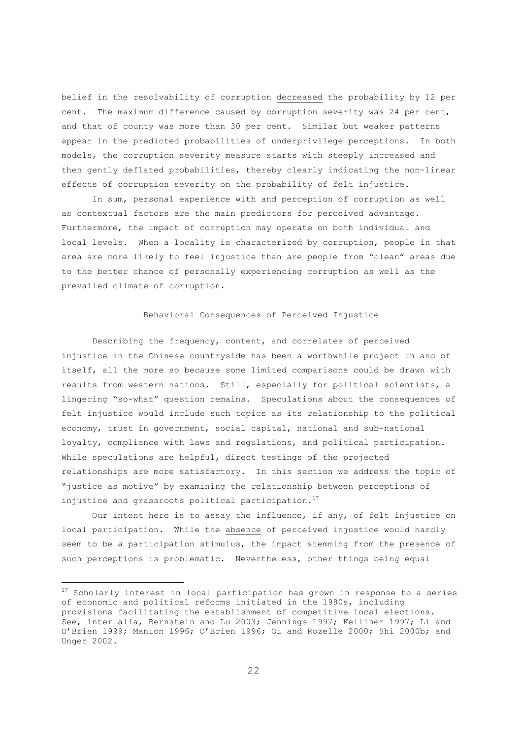belief in the resolvability of corruption decreased the probability by 12 per cent. The maximum difference caused by corruption severity was 24 per cent, and that of county was more than 30 per cent. Similar but weaker patterns appear in the predicted probabilities of underprivilege perceptions. In both models, the corruption severity measure starts with steeply increased and then gently deflated probabilities, thereby clearly indicating the non-linear effects of corruption severity on the probability of felt injustice.

In sum, personal experience with and perception of corruption as well as contextual factors are the main predictors for perceived advantage. Furthermore, the impact of corruption may operate on both individual and local levels. When a locality is characterized by corruption, people in that area are more likely to feel injustice than are people from "clean" areas due to the better chance of personally experiencing corruption as well as the prevailed climate of corruption.

## Behavioral Consequences of Perceived Injustice

Describing the frequency, content, and correlates of perceived injustice in the Chinese countryside has been a worthwhile project in and of itself, all the more so because some limited comparisons could be drawn with results from western nations. Still, especially for political scientists, a lingering "so-what" question remains. Speculations about the consequences of felt injustice would include such topics as its relationship to the political economy, trust in government, social capital, national and sub-national loyalty, compliance with laws and regulations, and political participation. While speculations are helpful, direct testings of the projected relationships are more satisfactory. In this section we address the topic of "justice as motive" by examining the relationship between perceptions of injustice and grassroots political participation.[17]

Our intent here is to assay the influence, if any, of felt injustice on local participation. While the absence of perceived injustice would hardly seem to be a participation stimulus, the impact stemming from the presence of such perceptions is problematic. Nevertheless, other things being equal

---

[17] Scholarly interest in local participation has grown in response to a series of economic and political reforms initiated in the 1980s, including provisions facilitating the establishment of competitive local elections. See, inter alia, Bernstein and Lu 2003; Jennings 1997; Kelliher 1997; Li and O'Brien 1999; Manion 1996; O'Brien 1996; Oi and Rozelle 2000; Shi 2000b; and Unger 2002.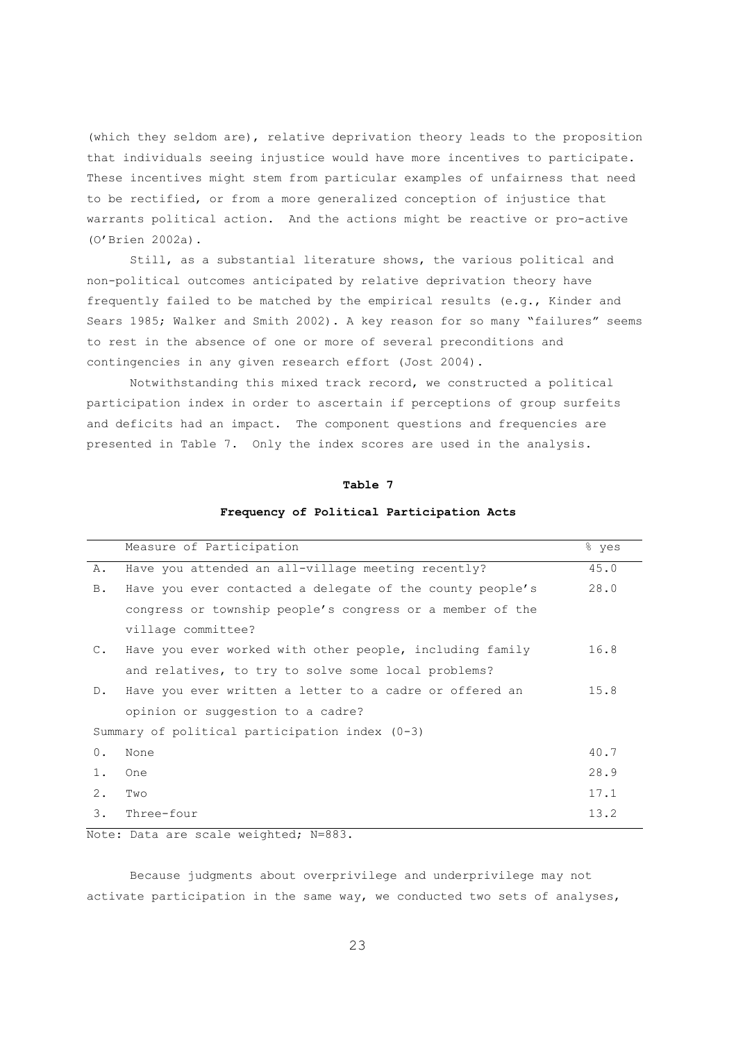(which they seldom are), relative deprivation theory leads to the proposition that individuals seeing injustice would have more incentives to participate. These incentives might stem from particular examples of unfairness that need to be rectified, or from a more generalized conception of injustice that warrants political action. And the actions might be reactive or pro-active (O'Brien 2002a).

Still, as a substantial literature shows, the various political and non-political outcomes anticipated by relative deprivation theory have frequently failed to be matched by the empirical results (e.g., Kinder and Sears 1985; Walker and Smith 2002). A key reason for so many "failures" seems to rest in the absence of one or more of several preconditions and contingencies in any given research effort (Jost 2004).

Notwithstanding this mixed track record, we constructed a political participation index in order to ascertain if perceptions of group surfeits and deficits had an impact. The component questions and frequencies are presented in Table 7. Only the index scores are used in the analysis.

**Table 7**

**Frequency of Political Participation Acts**

| | Measure of Participation | % yes |
|---|---|---|
| A. | Have you attended an all-village meeting recently? | 45.0 |
| B. | Have you ever contacted a delegate of the county people's congress or township people's congress or a member of the village committee? | 28.0 |
| C. | Have you ever worked with other people, including family and relatives, to try to solve some local problems? | 16.8 |
| D. | Have you ever written a letter to a cadre or offered an opinion or suggestion to a cadre? | 15.8 |
| Summary of political participation index (0-3) | | |
| 0. | None | 40.7 |
| 1. | One | 28.9 |
| 2. | Two | 17.1 |
| 3. | Three-four | 13.2 |

Note: Data are scale weighted; N=883.

Because judgments about overprivilege and underprivilege may not activate participation in the same way, we conducted two sets of analyses,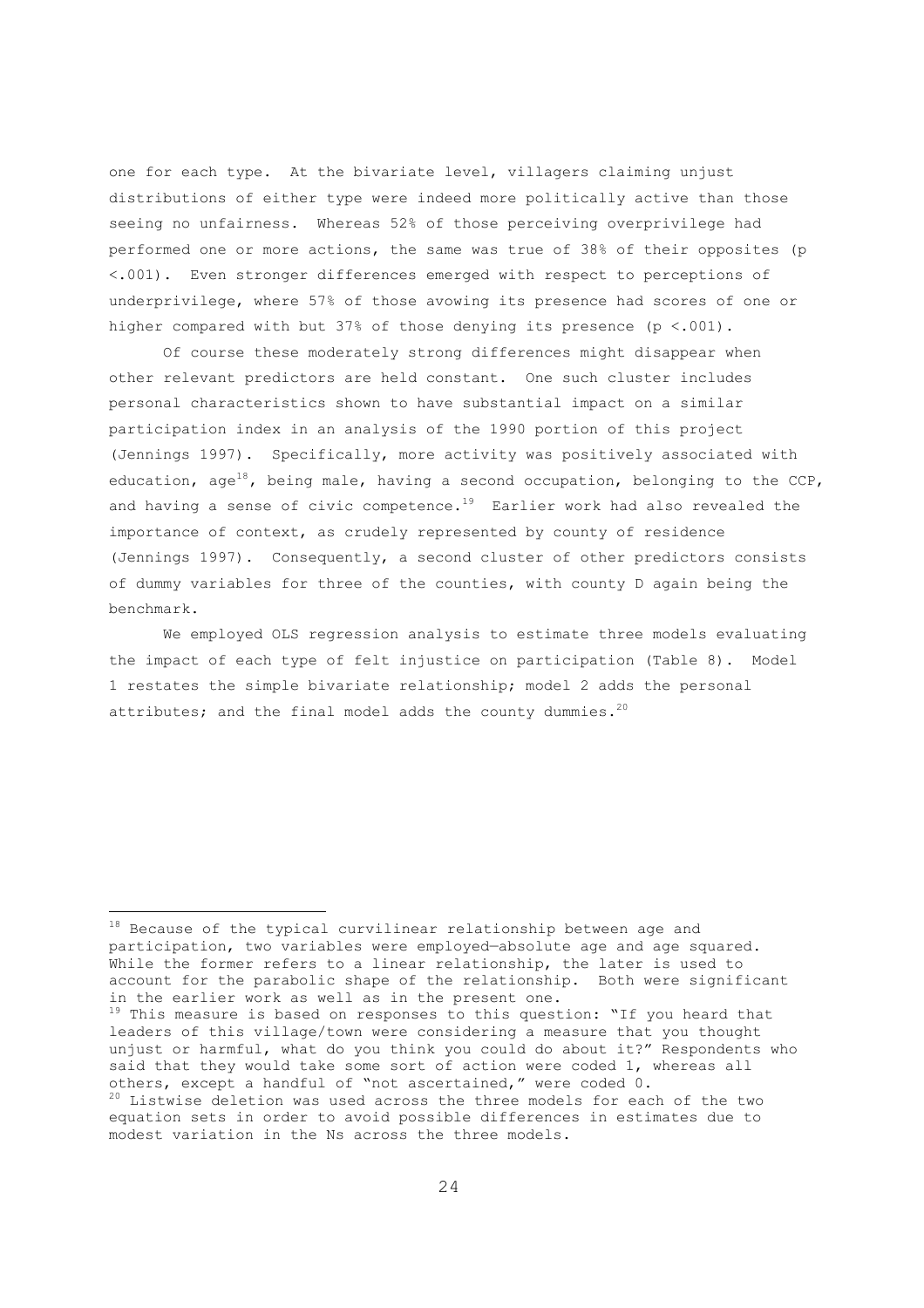one for each type. At the bivariate level, villagers claiming unjust distributions of either type were indeed more politically active than those seeing no unfairness. Whereas 52% of those perceiving overprivilege had performed one or more actions, the same was true of 38% of their opposites ($p < .001$). Even stronger differences emerged with respect to perceptions of underprivilege, where 57% of those avowing its presence had scores of one or higher compared with but 37% of those denying its presence ($p < .001$).

Of course these moderately strong differences might disappear when other relevant predictors are held constant. One such cluster includes personal characteristics shown to have substantial impact on a similar participation index in an analysis of the 1990 portion of this project (Jennings 1997). Specifically, more activity was positively associated with education, age[18], being male, having a second occupation, belonging to the CCP, and having a sense of civic competence.[19] Earlier work had also revealed the importance of context, as crudely represented by county of residence (Jennings 1997). Consequently, a second cluster of other predictors consists of dummy variables for three of the counties, with county D again being the benchmark.

We employed OLS regression analysis to estimate three models evaluating the impact of each type of felt injustice on participation (Table 8). Model 1 restates the simple bivariate relationship; model 2 adds the personal attributes; and the final model adds the county dummies.[20]

---

[18] Because of the typical curvilinear relationship between age and participation, two variables were employed—absolute age and age squared. While the former refers to a linear relationship, the later is used to account for the parabolic shape of the relationship. Both were significant in the earlier work as well as in the present one.

[19] This measure is based on responses to this question: "If you heard that leaders of this village/town were considering a measure that you thought unjust or harmful, what do you think you could do about it?" Respondents who said that they would take some sort of action were coded 1, whereas all others, except a handful of "not ascertained," were coded 0.

[20] Listwise deletion was used across the three models for each of the two equation sets in order to avoid possible differences in estimates due to modest variation in the Ns across the three models.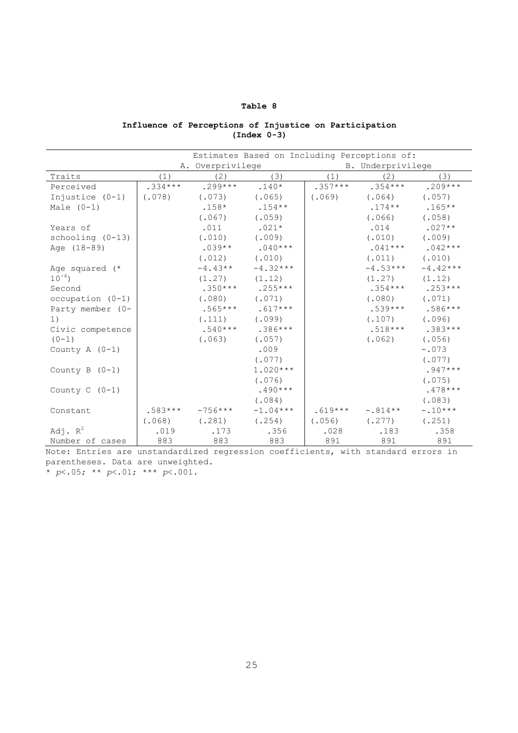**Table 8**

**Influence of Perceptions of Injustice on Participation (Index 0-3)**

| | Estimates Based on Including Perceptions of: | | | | | |
|---|---|---|---|---|---|---|
| | A. Overprivilege | | | B. Underprivilege | | |
| Traits | (1) | (2) | (3) | (1) | (2) | (3) |
| Perceived Injustice (0-1) | .334*** (.078) | .299*** (.073) | .140* (.065) | .357*** (.069) | .354*** (.064) | .209*** (.057) |
| Male (0-1) | | .158* (.067) | .154** (.059) | | .174** (.066) | .165** (.058) |
| Years of schooling (0-13) | | .011 (.010) | .021* (.009) | | .014 (.010) | .027** (.009) |
| Age (18-89) | | .039** (.012) | .040*** (.010) | | .041*** (.011) | .042*** (.010) |
| Age squared (* $10^{-4}$) | | -4.43** (1.27) | -4.32*** (1.12) | | -4.53*** (1.27) | -4.42*** (1.12) |
| Second occupation (0-1) | | .350*** (.080) | .255*** (.071) | | .354*** (.080) | .253*** (.071) |
| Party member (0-1) | | .565*** (.111) | .617*** (.099) | | .539*** (.107) | .586*** (.096) |
| Civic competence (0-1) | | .540*** (.063) | .386*** (.057) | | .518*** (.062) | .383*** (.056) |
| County A (0-1) | | | .009 (.077) | | | -.073 (.077) |
| County B (0-1) | | | 1.020*** (.076) | | | .947*** (.075) |
| County C (0-1) | | | .490*** (.084) | | | .478*** (.083) |
| Constant | .583*** (.068) | -756*** (.281) | -1.04*** (.254) | .619*** (.056) | -.814** (.277) | -.10*** (.251) |
| Adj. $R^2$ | .019 | .173 | .356 | .028 | .183 | .358 |
| Number of cases | 883 | 883 | 883 | 891 | 891 | 891 |

Note: Entries are unstandardized regression coefficients, with standard errors in parentheses. Data are unweighted.

* $p<.05$; ** $p<.01$; *** $p<.001$.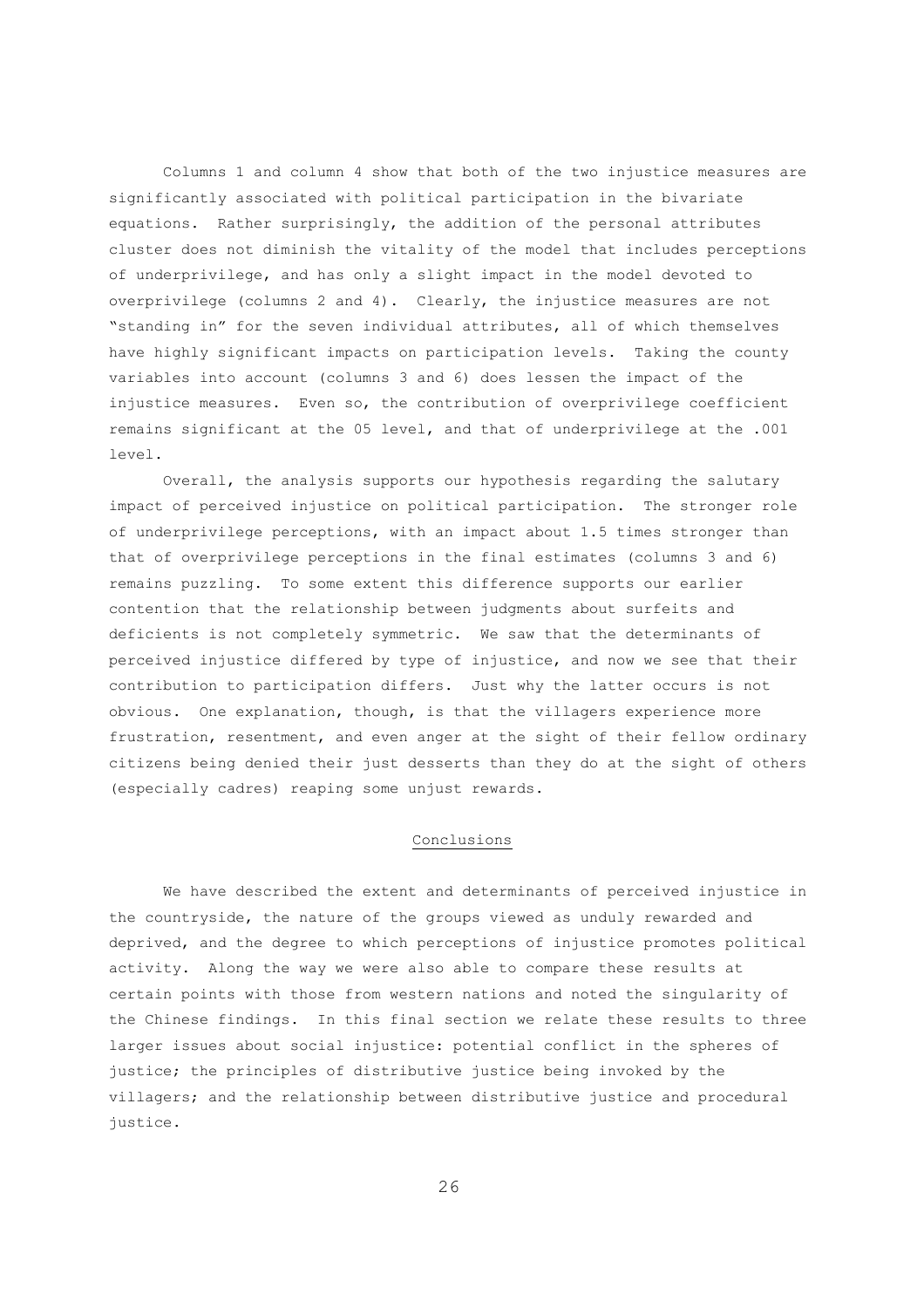Columns 1 and column 4 show that both of the two injustice measures are significantly associated with political participation in the bivariate equations. Rather surprisingly, the addition of the personal attributes cluster does not diminish the vitality of the model that includes perceptions of underprivilege, and has only a slight impact in the model devoted to overprivilege (columns 2 and 4). Clearly, the injustice measures are not "standing in" for the seven individual attributes, all of which themselves have highly significant impacts on participation levels. Taking the county variables into account (columns 3 and 6) does lessen the impact of the injustice measures. Even so, the contribution of overprivilege coefficient remains significant at the 05 level, and that of underprivilege at the .001 level.

Overall, the analysis supports our hypothesis regarding the salutary impact of perceived injustice on political participation. The stronger role of underprivilege perceptions, with an impact about 1.5 times stronger than that of overprivilege perceptions in the final estimates (columns 3 and 6) remains puzzling. To some extent this difference supports our earlier contention that the relationship between judgments about surfeits and deficients is not completely symmetric. We saw that the determinants of perceived injustice differed by type of injustice, and now we see that their contribution to participation differs. Just why the latter occurs is not obvious. One explanation, though, is that the villagers experience more frustration, resentment, and even anger at the sight of their fellow ordinary citizens being denied their just desserts than they do at the sight of others (especially cadres) reaping some unjust rewards.

## Conclusions

We have described the extent and determinants of perceived injustice in the countryside, the nature of the groups viewed as unduly rewarded and deprived, and the degree to which perceptions of injustice promotes political activity. Along the way we were also able to compare these results at certain points with those from western nations and noted the singularity of the Chinese findings. In this final section we relate these results to three larger issues about social injustice: potential conflict in the spheres of justice; the principles of distributive justice being invoked by the villagers; and the relationship between distributive justice and procedural justice.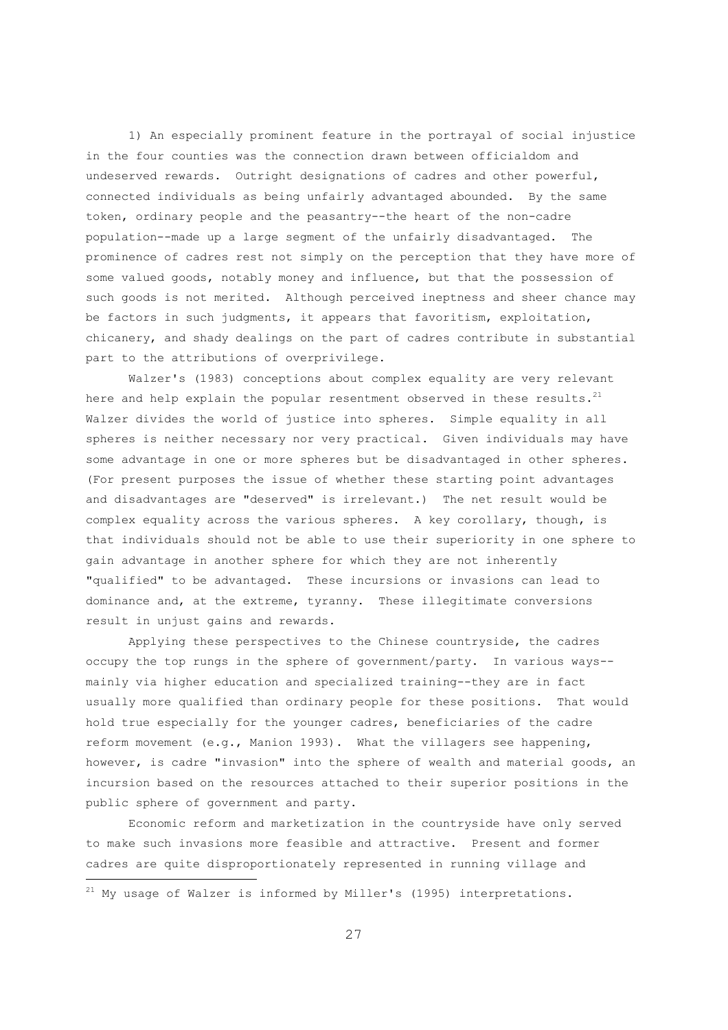1) An especially prominent feature in the portrayal of social injustice in the four counties was the connection drawn between officialdom and undeserved rewards. Outright designations of cadres and other powerful, connected individuals as being unfairly advantaged abounded. By the same token, ordinary people and the peasantry--the heart of the non-cadre population--made up a large segment of the unfairly disadvantaged. The prominence of cadres rest not simply on the perception that they have more of some valued goods, notably money and influence, but that the possession of such goods is not merited. Although perceived ineptness and sheer chance may be factors in such judgments, it appears that favoritism, exploitation, chicanery, and shady dealings on the part of cadres contribute in substantial part to the attributions of overprivilege.

Walzer's (1983) conceptions about complex equality are very relevant here and help explain the popular resentment observed in these results.[21] Walzer divides the world of justice into spheres. Simple equality in all spheres is neither necessary nor very practical. Given individuals may have some advantage in one or more spheres but be disadvantaged in other spheres. (For present purposes the issue of whether these starting point advantages and disadvantages are "deserved" is irrelevant.) The net result would be complex equality across the various spheres. A key corollary, though, is that individuals should not be able to use their superiority in one sphere to gain advantage in another sphere for which they are not inherently "qualified" to be advantaged. These incursions or invasions can lead to dominance and, at the extreme, tyranny. These illegitimate conversions result in unjust gains and rewards.

Applying these perspectives to the Chinese countryside, the cadres occupy the top rungs in the sphere of government/party. In various ways--mainly via higher education and specialized training--they are in fact usually more qualified than ordinary people for these positions. That would hold true especially for the younger cadres, beneficiaries of the cadre reform movement (e.g., Manion 1993). What the villagers see happening, however, is cadre "invasion" into the sphere of wealth and material goods, an incursion based on the resources attached to their superior positions in the public sphere of government and party.

Economic reform and marketization in the countryside have only served to make such invasions more feasible and attractive. Present and former cadres are quite disproportionately represented in running village and

---

[21] My usage of Walzer is informed by Miller's (1995) interpretations.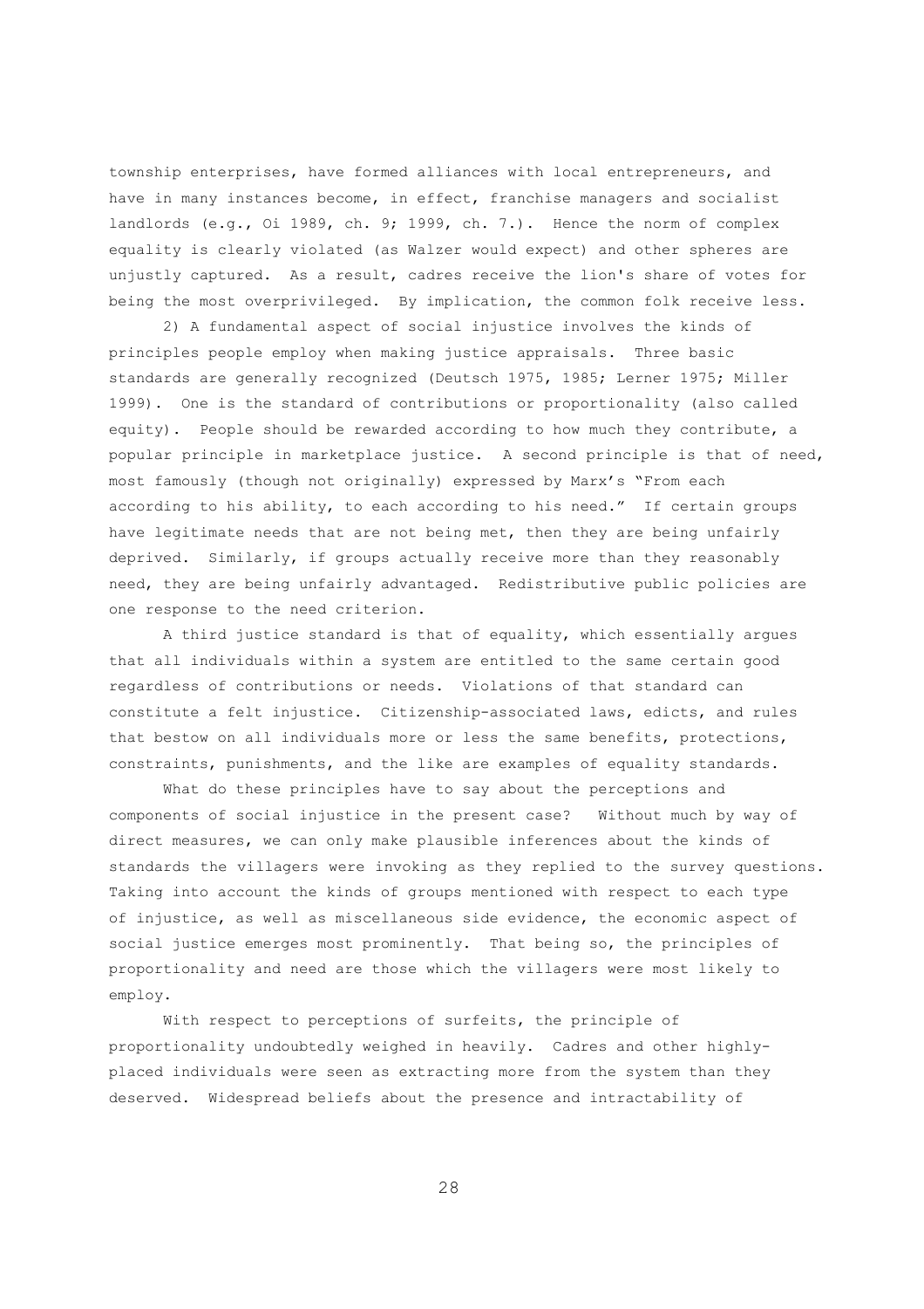township enterprises, have formed alliances with local entrepreneurs, and have in many instances become, in effect, franchise managers and socialist landlords (e.g., Oi 1989, ch. 9; 1999, ch. 7.). Hence the norm of complex equality is clearly violated (as Walzer would expect) and other spheres are unjustly captured. As a result, cadres receive the lion's share of votes for being the most overprivileged. By implication, the common folk receive less.

2) A fundamental aspect of social injustice involves the kinds of principles people employ when making justice appraisals. Three basic standards are generally recognized (Deutsch 1975, 1985; Lerner 1975; Miller 1999). One is the standard of contributions or proportionality (also called equity). People should be rewarded according to how much they contribute, a popular principle in marketplace justice. A second principle is that of need, most famously (though not originally) expressed by Marx's "From each according to his ability, to each according to his need." If certain groups have legitimate needs that are not being met, then they are being unfairly deprived. Similarly, if groups actually receive more than they reasonably need, they are being unfairly advantaged. Redistributive public policies are one response to the need criterion.

A third justice standard is that of equality, which essentially argues that all individuals within a system are entitled to the same certain good regardless of contributions or needs. Violations of that standard can constitute a felt injustice. Citizenship-associated laws, edicts, and rules that bestow on all individuals more or less the same benefits, protections, constraints, punishments, and the like are examples of equality standards.

What do these principles have to say about the perceptions and components of social injustice in the present case? Without much by way of direct measures, we can only make plausible inferences about the kinds of standards the villagers were invoking as they replied to the survey questions. Taking into account the kinds of groups mentioned with respect to each type of injustice, as well as miscellaneous side evidence, the economic aspect of social justice emerges most prominently. That being so, the principles of proportionality and need are those which the villagers were most likely to employ.

With respect to perceptions of surfeits, the principle of proportionality undoubtedly weighed in heavily. Cadres and other highly-placed individuals were seen as extracting more from the system than they deserved. Widespread beliefs about the presence and intractability of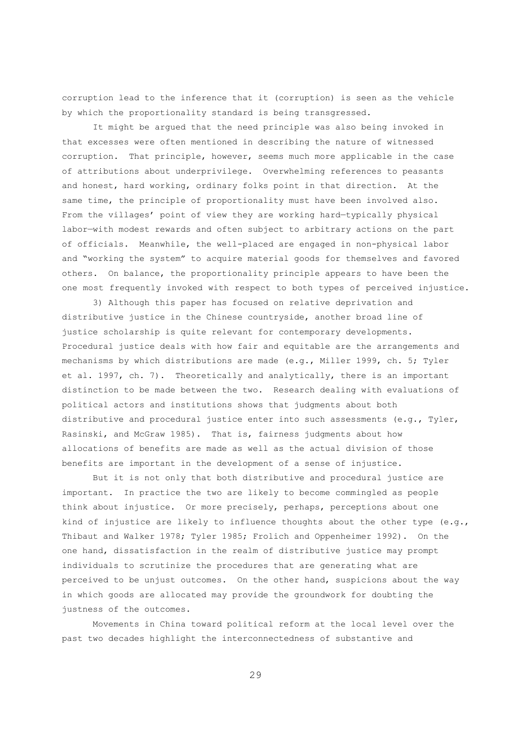corruption lead to the inference that it (corruption) is seen as the vehicle by which the proportionality standard is being transgressed.

It might be argued that the need principle was also being invoked in that excesses were often mentioned in describing the nature of witnessed corruption. That principle, however, seems much more applicable in the case of attributions about underprivilege. Overwhelming references to peasants and honest, hard working, ordinary folks point in that direction. At the same time, the principle of proportionality must have been involved also. From the villages' point of view they are working hard—typically physical labor—with modest rewards and often subject to arbitrary actions on the part of officials. Meanwhile, the well-placed are engaged in non-physical labor and "working the system" to acquire material goods for themselves and favored others. On balance, the proportionality principle appears to have been the one most frequently invoked with respect to both types of perceived injustice.

3) Although this paper has focused on relative deprivation and distributive justice in the Chinese countryside, another broad line of justice scholarship is quite relevant for contemporary developments. Procedural justice deals with how fair and equitable are the arrangements and mechanisms by which distributions are made (e.g., Miller 1999, ch. 5; Tyler et al. 1997, ch. 7). Theoretically and analytically, there is an important distinction to be made between the two. Research dealing with evaluations of political actors and institutions shows that judgments about both distributive and procedural justice enter into such assessments (e.g., Tyler, Rasinski, and McGraw 1985). That is, fairness judgments about how allocations of benefits are made as well as the actual division of those benefits are important in the development of a sense of injustice.

But it is not only that both distributive and procedural justice are important. In practice the two are likely to become commingled as people think about injustice. Or more precisely, perhaps, perceptions about one kind of injustice are likely to influence thoughts about the other type (e.g., Thibaut and Walker 1978; Tyler 1985; Frolich and Oppenheimer 1992). On the one hand, dissatisfaction in the realm of distributive justice may prompt individuals to scrutinize the procedures that are generating what are perceived to be unjust outcomes. On the other hand, suspicions about the way in which goods are allocated may provide the groundwork for doubting the justness of the outcomes.

Movements in China toward political reform at the local level over the past two decades highlight the interconnectedness of substantive and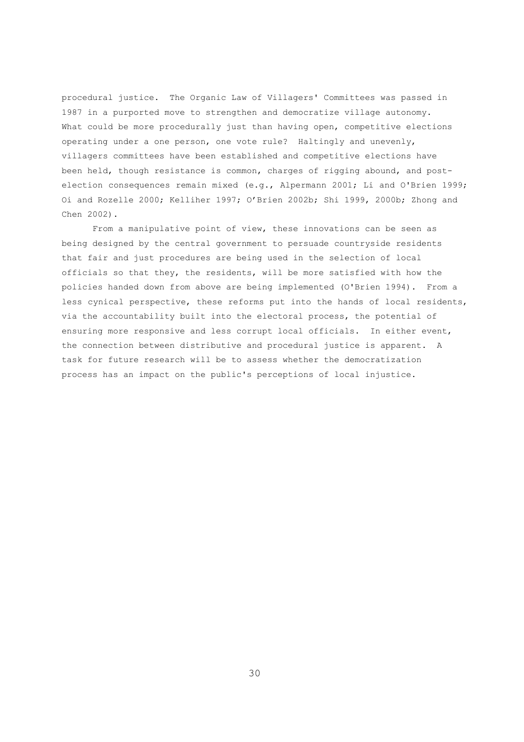procedural justice. The Organic Law of Villagers' Committees was passed in 1987 in a purported move to strengthen and democratize village autonomy. What could be more procedurally just than having open, competitive elections operating under a one person, one vote rule? Haltingly and unevenly, villagers committees have been established and competitive elections have been held, though resistance is common, charges of rigging abound, and post-election consequences remain mixed (e.g., Alpermann 2001; Li and O'Brien 1999; Oi and Rozelle 2000; Kelliher 1997; O'Brien 2002b; Shi 1999, 2000b; Zhong and Chen 2002).

From a manipulative point of view, these innovations can be seen as being designed by the central government to persuade countryside residents that fair and just procedures are being used in the selection of local officials so that they, the residents, will be more satisfied with how the policies handed down from above are being implemented (O'Brien 1994). From a less cynical perspective, these reforms put into the hands of local residents, via the accountability built into the electoral process, the potential of ensuring more responsive and less corrupt local officials. In either event, the connection between distributive and procedural justice is apparent. A task for future research will be to assess whether the democratization process has an impact on the public's perceptions of local injustice.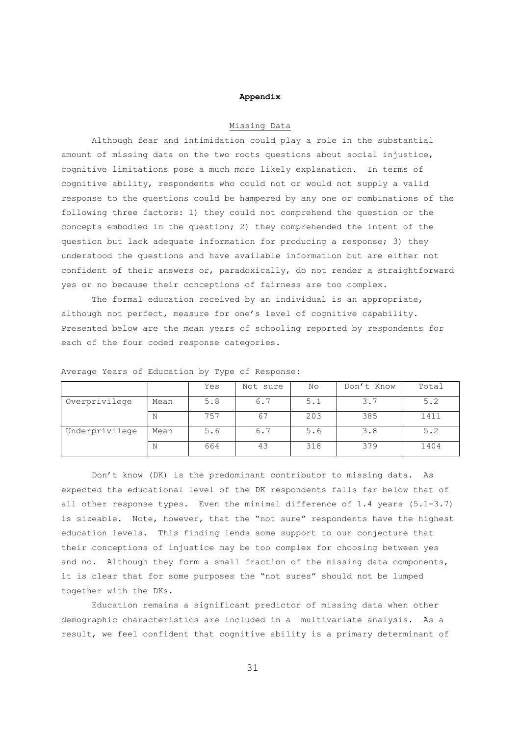# Appendix

## Missing Data

Although fear and intimidation could play a role in the substantial amount of missing data on the two roots questions about social injustice, cognitive limitations pose a much more likely explanation. In terms of cognitive ability, respondents who could not or would not supply a valid response to the questions could be hampered by any one or combinations of the following three factors: 1) they could not comprehend the question or the concepts embodied in the question; 2) they comprehended the intent of the question but lack adequate information for producing a response; 3) they understood the questions and have available information but are either not confident of their answers or, paradoxically, do not render a straightforward yes or no because their conceptions of fairness are too complex.

The formal education received by an individual is an appropriate, although not perfect, measure for one's level of cognitive capability. Presented below are the mean years of schooling reported by respondents for each of the four coded response categories.

Average Years of Education by Type of Response:

| | | Yes | Not sure | No | Don't Know | Total |
|---|---|---|---|---|---|---|
| Overprivilege | Mean | 5.8 | 6.7 | 5.1 | 3.7 | 5.2 |
| | N | 757 | 67 | 203 | 385 | 1411 |
| Underprivilege | Mean | 5.6 | 6.7 | 5.6 | 3.8 | 5.2 |
| | N | 664 | 43 | 318 | 379 | 1404 |

Don't know (DK) is the predominant contributor to missing data. As expected the educational level of the DK respondents falls far below that of all other response types. Even the minimal difference of 1.4 years (5.1-3.7) is sizeable. Note, however, that the "not sure" respondents have the highest education levels. This finding lends some support to our conjecture that their conceptions of injustice may be too complex for choosing between yes and no. Although they form a small fraction of the missing data components, it is clear that for some purposes the "not sures" should not be lumped together with the DKs.

Education remains a significant predictor of missing data when other demographic characteristics are included in a multivariate analysis. As a result, we feel confident that cognitive ability is a primary determinant of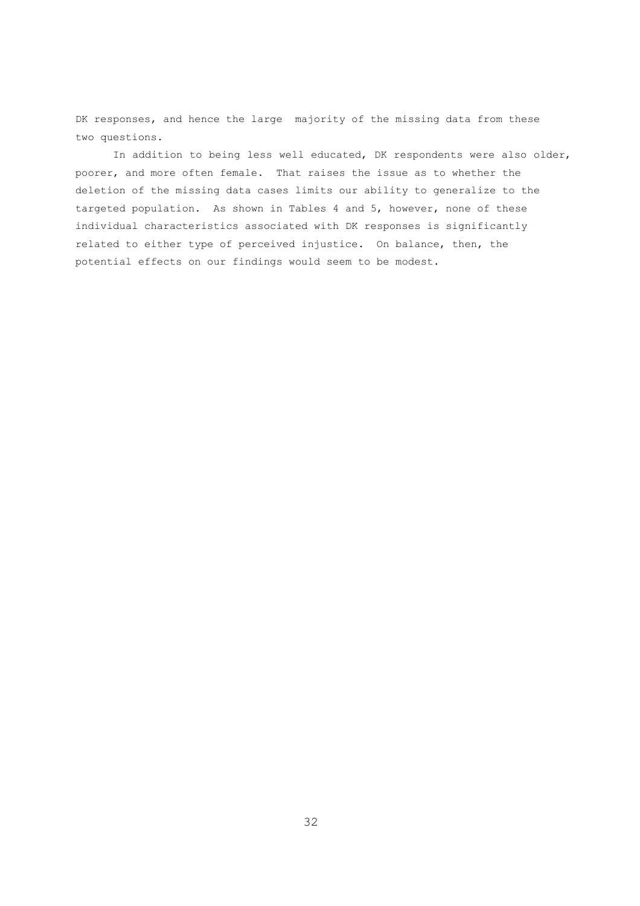DK responses, and hence the large majority of the missing data from these two questions.

In addition to being less well educated, DK respondents were also older, poorer, and more often female. That raises the issue as to whether the deletion of the missing data cases limits our ability to generalize to the targeted population. As shown in Tables 4 and 5, however, none of these individual characteristics associated with DK responses is significantly related to either type of perceived injustice. On balance, then, the potential effects on our findings would seem to be modest.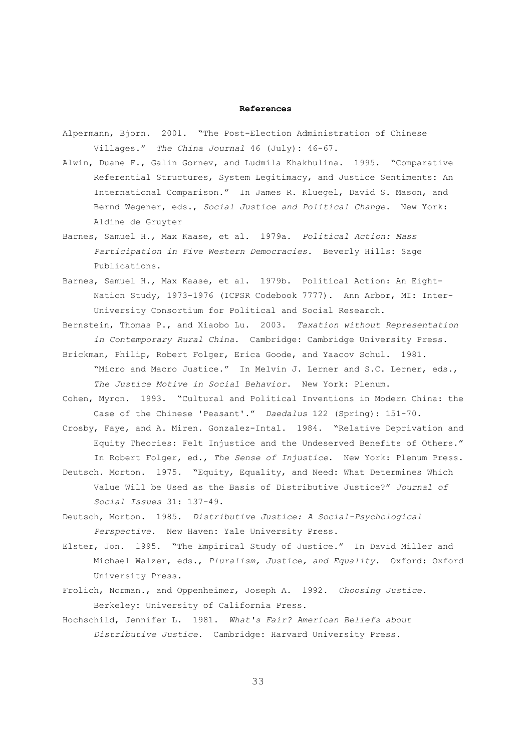**References**

Alpermann, Bjorn. 2001. "The Post-Election Administration of Chinese Villages." *The China Journal* 46 (July): 46-67.

Alwin, Duane F., Galin Gornev, and Ludmila Khakhulina. 1995. "Comparative Referential Structures, System Legitimacy, and Justice Sentiments: An International Comparison." In James R. Kluegel, David S. Mason, and Bernd Wegener, eds., *Social Justice and Political Change*. New York: Aldine de Gruyter

Barnes, Samuel H., Max Kaase, et al. 1979a. *Political Action: Mass Participation in Five Western Democracies*. Beverly Hills: Sage Publications.

Barnes, Samuel H., Max Kaase, et al. 1979b. Political Action: An Eight-Nation Study, 1973-1976 (ICPSR Codebook 7777). Ann Arbor, MI: Inter-University Consortium for Political and Social Research.

Bernstein, Thomas P., and Xiaobo Lu. 2003. *Taxation without Representation in Contemporary Rural China*. Cambridge: Cambridge University Press.

Brickman, Philip, Robert Folger, Erica Goode, and Yaacov Schul. 1981. "Micro and Macro Justice." In Melvin J. Lerner and S.C. Lerner, eds., *The Justice Motive in Social Behavior*. New York: Plenum.

Cohen, Myron. 1993. "Cultural and Political Inventions in Modern China: the Case of the Chinese 'Peasant'." *Daedalus* 122 (Spring): 151-70.

Crosby, Faye, and A. Miren. Gonzalez-Intal. 1984. "Relative Deprivation and Equity Theories: Felt Injustice and the Undeserved Benefits of Others." In Robert Folger, ed., *The Sense of Injustice*. New York: Plenum Press.

Deutsch. Morton. 1975. "Equity, Equality, and Need: What Determines Which Value Will be Used as the Basis of Distributive Justice?" *Journal of Social Issues* 31: 137-49.

Deutsch, Morton. 1985. *Distributive Justice: A Social-Psychological Perspective*. New Haven: Yale University Press.

Elster, Jon. 1995. "The Empirical Study of Justice." In David Miller and Michael Walzer, eds., *Pluralism, Justice, and Equality*. Oxford: Oxford University Press.

Frolich, Norman., and Oppenheimer, Joseph A. 1992. *Choosing Justice*. Berkeley: University of California Press.

Hochschild, Jennifer L. 1981. *What's Fair? American Beliefs about Distributive Justice*. Cambridge: Harvard University Press.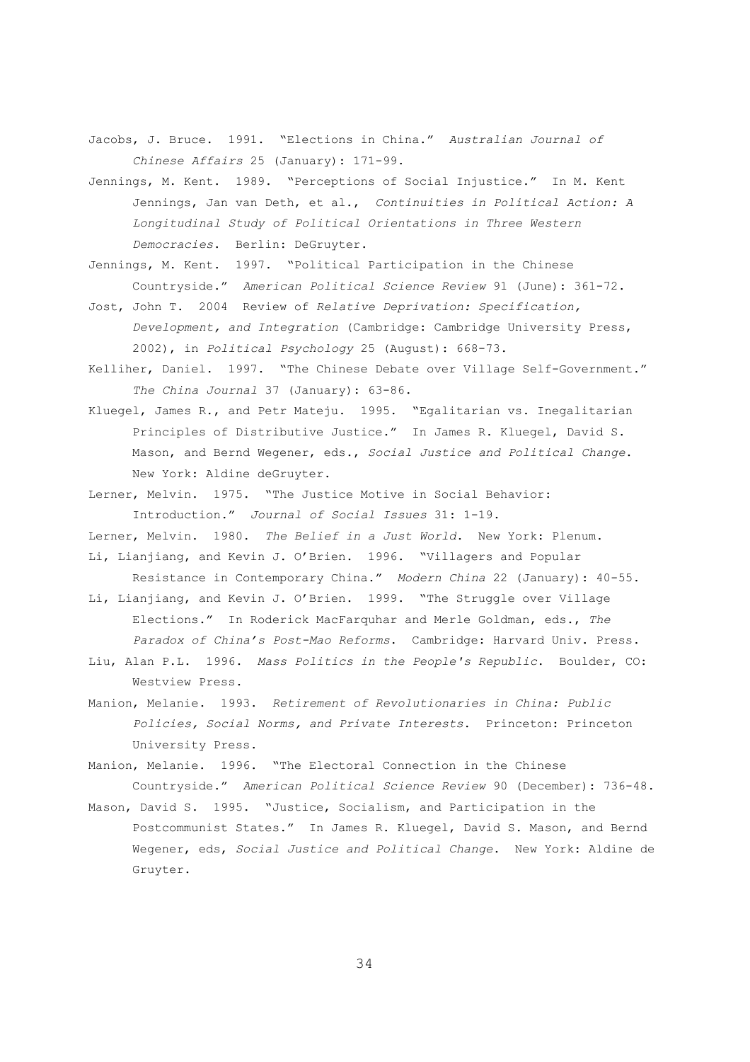Jacobs, J. Bruce. 1991. "Elections in China." *Australian Journal of Chinese Affairs* 25 (January): 171-99.

Jennings, M. Kent. 1989. "Perceptions of Social Injustice." In M. Kent Jennings, Jan van Deth, et al., *Continuities in Political Action: A Longitudinal Study of Political Orientations in Three Western Democracies*. Berlin: DeGruyter.

Jennings, M. Kent. 1997. "Political Participation in the Chinese Countryside." *American Political Science Review* 91 (June): 361-72.

Jost, John T. 2004 Review of *Relative Deprivation: Specification, Development, and Integration* (Cambridge: Cambridge University Press, 2002), in *Political Psychology* 25 (August): 668-73.

Kelliher, Daniel. 1997. "The Chinese Debate over Village Self-Government." *The China Journal* 37 (January): 63-86.

Kluegel, James R., and Petr Mateju. 1995. "Egalitarian vs. Inegalitarian Principles of Distributive Justice." In James R. Kluegel, David S. Mason, and Bernd Wegener, eds., *Social Justice and Political Change*. New York: Aldine deGruyter.

Lerner, Melvin. 1975. "The Justice Motive in Social Behavior: Introduction." *Journal of Social Issues* 31: 1-19.

Lerner, Melvin. 1980. *The Belief in a Just World*. New York: Plenum.

Li, Lianjiang, and Kevin J. O'Brien. 1996. "Villagers and Popular Resistance in Contemporary China." *Modern China* 22 (January): 40-55.

Li, Lianjiang, and Kevin J. O'Brien. 1999. "The Struggle over Village Elections." In Roderick MacFarquhar and Merle Goldman, eds., *The Paradox of China's Post-Mao Reforms*. Cambridge: Harvard Univ. Press.

Liu, Alan P.L. 1996. *Mass Politics in the People's Republic*. Boulder, CO: Westview Press.

Manion, Melanie. 1993. *Retirement of Revolutionaries in China: Public Policies, Social Norms, and Private Interests*. Princeton: Princeton University Press.

Manion, Melanie. 1996. "The Electoral Connection in the Chinese Countryside." *American Political Science Review* 90 (December): 736-48.

Mason, David S. 1995. "Justice, Socialism, and Participation in the Postcommunist States." In James R. Kluegel, David S. Mason, and Bernd Wegener, eds, *Social Justice and Political Change*. New York: Aldine de Gruyter.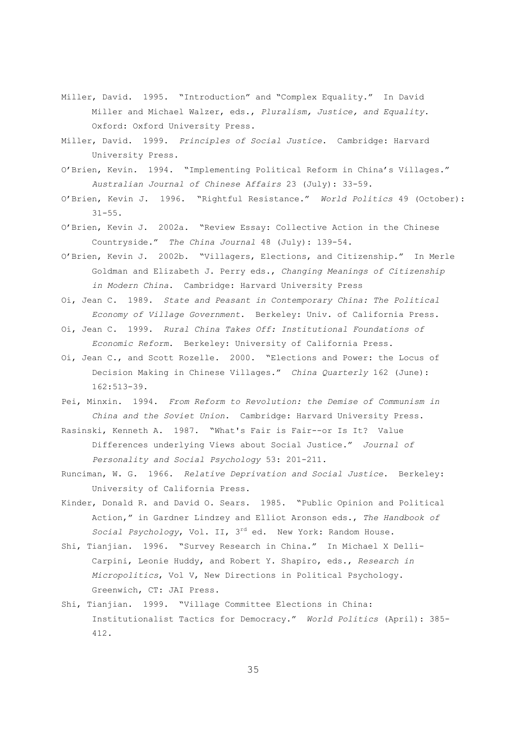Miller, David. 1995. "Introduction" and "Complex Equality." In David Miller and Michael Walzer, eds., *Pluralism, Justice, and Equality*. Oxford: Oxford University Press.

Miller, David. 1999. *Principles of Social Justice*. Cambridge: Harvard University Press.

O'Brien, Kevin. 1994. "Implementing Political Reform in China's Villages." *Australian Journal of Chinese Affairs* 23 (July): 33-59.

O'Brien, Kevin J. 1996. "Rightful Resistance." *World Politics* 49 (October): 31-55.

O'Brien, Kevin J. 2002a. "Review Essay: Collective Action in the Chinese Countryside." *The China Journal* 48 (July): 139-54.

O'Brien, Kevin J. 2002b. "Villagers, Elections, and Citizenship." In Merle Goldman and Elizabeth J. Perry eds., *Changing Meanings of Citizenship in Modern China*. Cambridge: Harvard University Press

Oi, Jean C. 1989. *State and Peasant in Contemporary China: The Political Economy of Village Government*. Berkeley: Univ. of California Press.

Oi, Jean C. 1999. *Rural China Takes Off: Institutional Foundations of Economic Reform*. Berkeley: University of California Press.

Oi, Jean C., and Scott Rozelle. 2000. "Elections and Power: the Locus of Decision Making in Chinese Villages." *China Quarterly* 162 (June): 162:513-39.

Pei, Minxin. 1994. *From Reform to Revolution: the Demise of Communism in China and the Soviet Union*. Cambridge: Harvard University Press.

Rasinski, Kenneth A. 1987. "What's Fair is Fair--or Is It? Value Differences underlying Views about Social Justice." *Journal of Personality and Social Psychology* 53: 201-211.

Runciman, W. G. 1966. *Relative Deprivation and Social Justice*. Berkeley: University of California Press.

Kinder, Donald R. and David O. Sears. 1985. "Public Opinion and Political Action," in Gardner Lindzey and Elliot Aronson eds., *The Handbook of Social Psychology*, Vol. II, 3rd ed. New York: Random House.

Shi, Tianjian. 1996. "Survey Research in China." In Michael X Delli-Carpini, Leonie Huddy, and Robert Y. Shapiro, eds., *Research in Micropolitics*, Vol V, New Directions in Political Psychology. Greenwich, CT: JAI Press.

Shi, Tianjian. 1999. "Village Committee Elections in China: Institutionalist Tactics for Democracy." *World Politics* (April): 385-412.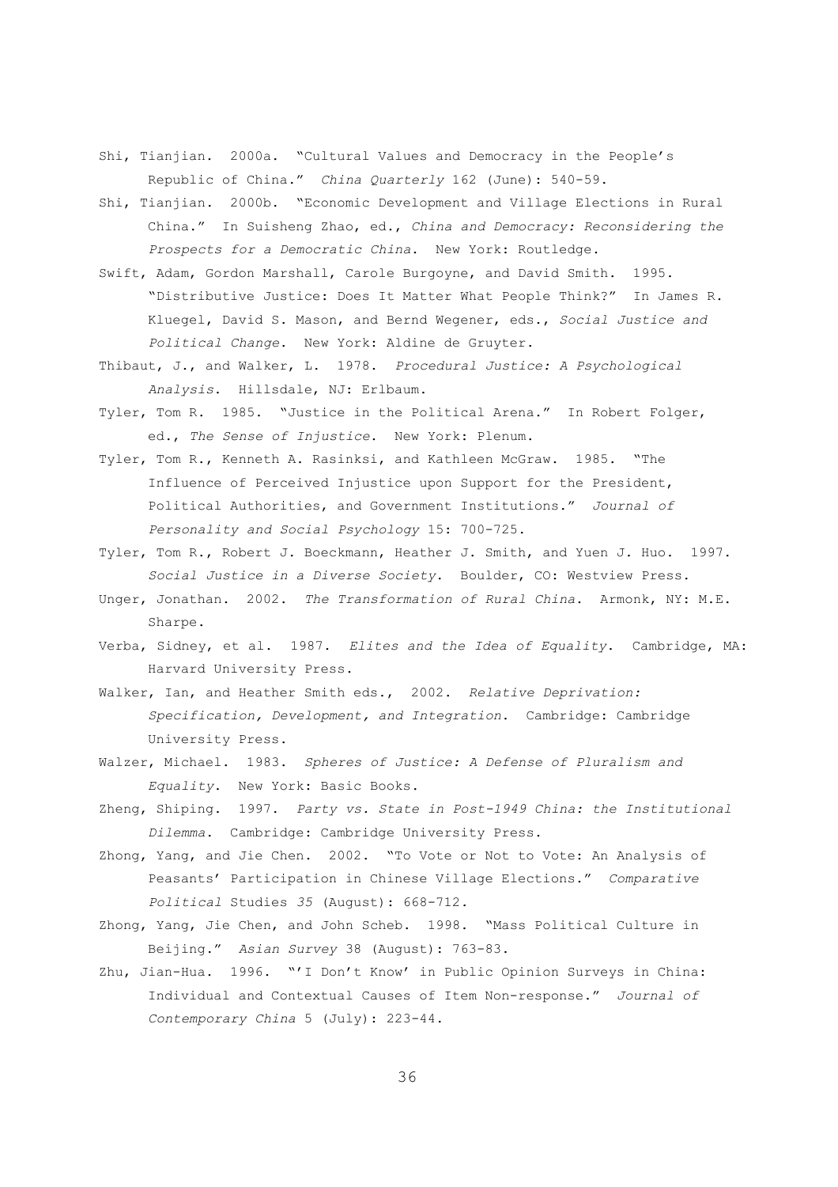Shi, Tianjian. 2000a. "Cultural Values and Democracy in the People's Republic of China." *China Quarterly* 162 (June): 540-59.

Shi, Tianjian. 2000b. "Economic Development and Village Elections in Rural China." In Suisheng Zhao, ed., *China and Democracy: Reconsidering the Prospects for a Democratic China*. New York: Routledge.

Swift, Adam, Gordon Marshall, Carole Burgoyne, and David Smith. 1995. "Distributive Justice: Does It Matter What People Think?" In James R. Kluegel, David S. Mason, and Bernd Wegener, eds., *Social Justice and Political Change*. New York: Aldine de Gruyter.

Thibaut, J., and Walker, L. 1978. *Procedural Justice: A Psychological Analysis*. Hillsdale, NJ: Erlbaum.

Tyler, Tom R. 1985. "Justice in the Political Arena." In Robert Folger, ed., *The Sense of Injustice*. New York: Plenum.

Tyler, Tom R., Kenneth A. Rasinksi, and Kathleen McGraw. 1985. "The Influence of Perceived Injustice upon Support for the President, Political Authorities, and Government Institutions." *Journal of Personality and Social Psychology* 15: 700-725.

Tyler, Tom R., Robert J. Boeckmann, Heather J. Smith, and Yuen J. Huo. 1997. *Social Justice in a Diverse Society*. Boulder, CO: Westview Press.

Unger, Jonathan. 2002. *The Transformation of Rural China*. Armonk, NY: M.E. Sharpe.

Verba, Sidney, et al. 1987. *Elites and the Idea of Equality*. Cambridge, MA: Harvard University Press.

Walker, Ian, and Heather Smith eds., 2002. *Relative Deprivation: Specification, Development, and Integration*. Cambridge: Cambridge University Press.

Walzer, Michael. 1983. *Spheres of Justice: A Defense of Pluralism and Equality*. New York: Basic Books.

Zheng, Shiping. 1997. *Party vs. State in Post-1949 China: the Institutional Dilemma*. Cambridge: Cambridge University Press.

Zhong, Yang, and Jie Chen. 2002. "To Vote or Not to Vote: An Analysis of Peasants' Participation in Chinese Village Elections." *Comparative Political* Studies *35* (August): 668-712.

Zhong, Yang, Jie Chen, and John Scheb. 1998. "Mass Political Culture in Beijing." *Asian Survey* 38 (August): 763-83.

Zhu, Jian-Hua. 1996. "'I Don't Know' in Public Opinion Surveys in China: Individual and Contextual Causes of Item Non-response." *Journal of Contemporary China* 5 (July): 223-44.